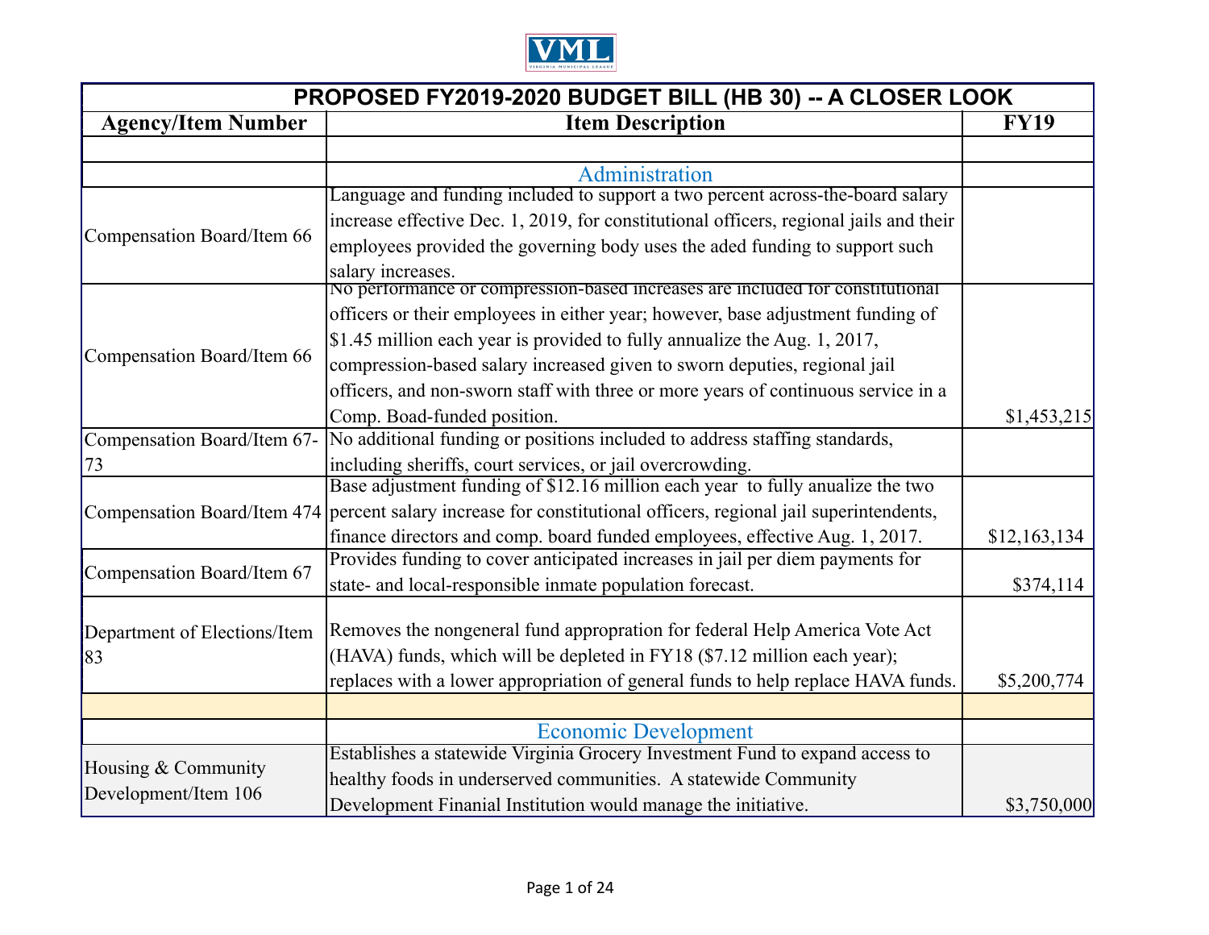VML

## PROPOSED FY2019-2020 BUDGET BILL (HB 30) -- A CLOSER LOOK

| Agency/Item Number | Item Description | FY19 |
|---|---|---|
| | | |
| | Administration | |
| Compensation Board/Item 66 | Language and funding included to support a two percent across-the-board salary increase effective Dec. 1, 2019, for constitutional officers, regional jails and their employees provided the governing body uses the aded funding to support such salary increases. | |
| Compensation Board/Item 66 | No performance or compression-based increases are included for constitutional officers or their employees in either year; however, base adjustment funding of $1.45 million each year is provided to fully annualize the Aug. 1, 2017, compression-based salary increased given to sworn deputies, regional jail officers, and non-sworn staff with three or more years of continuous service in a Comp. Boad-funded position. | $1,453,215 |
| Compensation Board/Item 67-73 | No additional funding or positions included to address staffing standards, including sheriffs, court services, or jail overcrowding. | |
| Compensation Board/Item 474 | Base adjustment funding of $12.16 million each year to fully anualize the two percent salary increase for constitutional officers, regional jail superintendents, finance directors and comp. board funded employees, effective Aug. 1, 2017. | $12,163,134 |
| Compensation Board/Item 67 | Provides funding to cover anticipated increases in jail per diem payments for state- and local-responsible inmate population forecast. | $374,114 |
| Department of Elections/Item 83 | Removes the nongeneral fund appropration for federal Help America Vote Act (HAVA) funds, which will be depleted in FY18 ($7.12 million each year); replaces with a lower appropriation of general funds to help replace HAVA funds. | $5,200,774 |
| | | |
| | Economic Development | |
| Housing & Community Development/Item 106 | Establishes a statewide Virginia Grocery Investment Fund to expand access to healthy foods in underserved communities. A statewide Community Development Finanial Institution would manage the initiative. | $3,750,000 |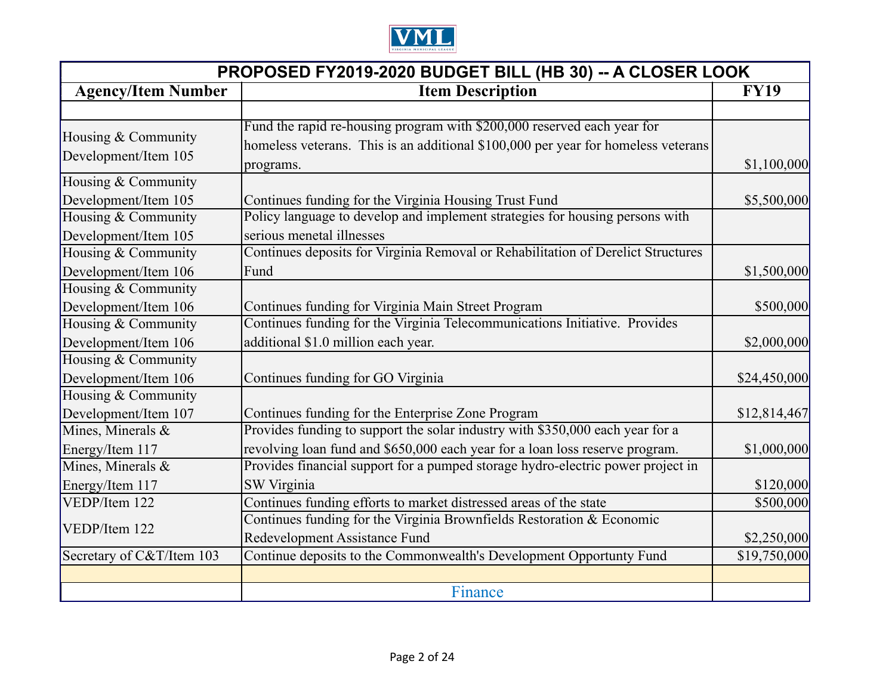| PROPOSED FY2019-2020 BUDGET BILL (HB 30) -- A CLOSER LOOK | | |
|---|---|---|
| **Agency/Item Number** | **Item Description** | **FY19** |
| | | |
| Housing & Community Development/Item 105 | Fund the rapid re-housing program with $200,000 reserved each year for homeless veterans. This is an additional $100,000 per year for homeless veterans programs. | $1,100,000 |
| Housing & Community Development/Item 105 | Continues funding for the Virginia Housing Trust Fund | $5,500,000 |
| Housing & Community Development/Item 105 | Policy language to develop and implement strategies for housing persons with serious menetal illnesses | |
| Housing & Community Development/Item 106 | Continues deposits for Virginia Removal or Rehabilitation of Derelict Structures Fund | $1,500,000 |
| Housing & Community Development/Item 106 | Continues funding for Virginia Main Street Program | $500,000 |
| Housing & Community Development/Item 106 | Continues funding for the Virginia Telecommunications Initiative. Provides additional $1.0 million each year. | $2,000,000 |
| Housing & Community Development/Item 106 | Continues funding for GO Virginia | $24,450,000 |
| Housing & Community Development/Item 107 | Continues funding for the Enterprise Zone Program | $12,814,467 |
| Mines, Minerals & Energy/Item 117 | Provides funding to support the solar industry with $350,000 each year for a revolving loan fund and $650,000 each year for a loan loss reserve program. | $1,000,000 |
| Mines, Minerals & Energy/Item 117 | Provides financial support for a pumped storage hydro-electric power project in SW Virginia | $120,000 |
| VEDP/Item 122 | Continues funding efforts to market distressed areas of the state | $500,000 |
| VEDP/Item 122 | Continues funding for the Virginia Brownfields Restoration & Economic Redevelopment Assistance Fund | $2,250,000 |
| Secretary of C&T/Item 103 | Continue deposits to the Commonwealth's Development Opportunty Fund | $19,750,000 |
| | | |
| | Finance | |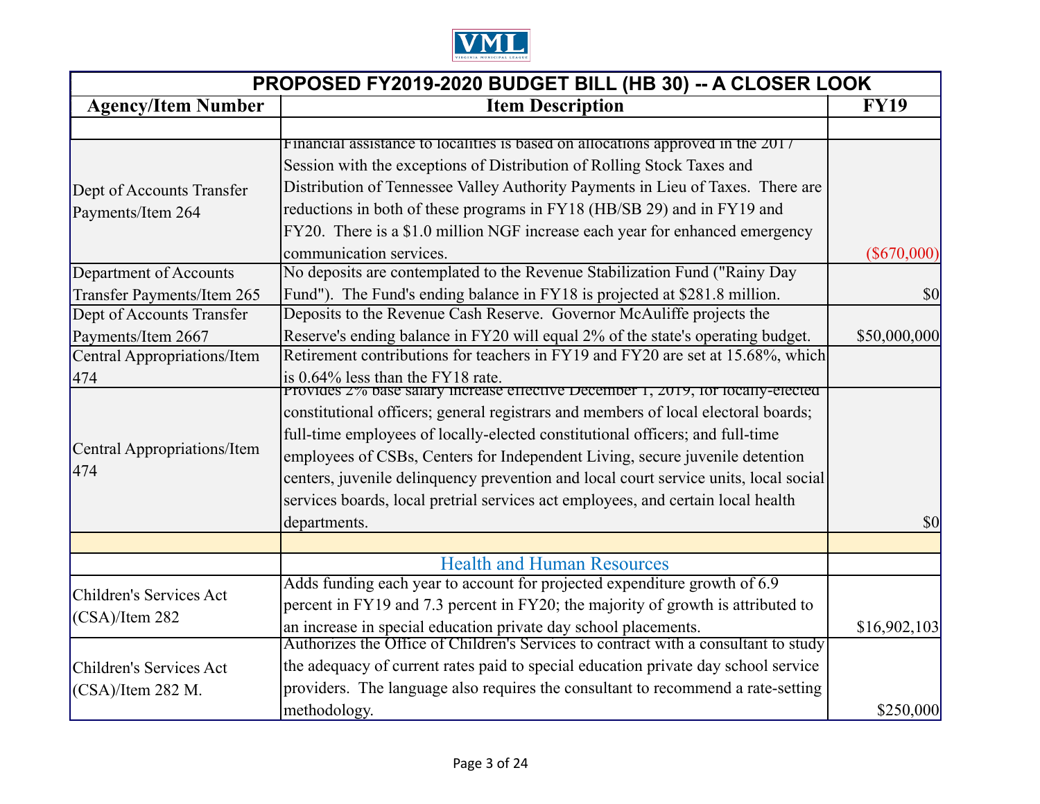| PROPOSED FY2019-2020 BUDGET BILL (HB 30) -- A CLOSER LOOK | | |
|---|---|---|
| **Agency/Item Number** | **Item Description** | **FY19** |
| | | |
| Dept of Accounts Transfer Payments/Item 264 | Financial assistance to localities is based on allocations approved in the 2017 Session with the exceptions of Distribution of Rolling Stock Taxes and Distribution of Tennessee Valley Authority Payments in Lieu of Taxes. There are reductions in both of these programs in FY18 (HB/SB 29) and in FY19 and FY20. There is a $1.0 million NGF increase each year for enhanced emergency communication services. | ($670,000) |
| Department of Accounts Transfer Payments/Item 265 | No deposits are contemplated to the Revenue Stabilization Fund ("Rainy Day Fund"). The Fund's ending balance in FY18 is projected at $281.8 million. | $0 |
| Dept of Accounts Transfer Payments/Item 2667 | Deposits to the Revenue Cash Reserve. Governor McAuliffe projects the Reserve's ending balance in FY20 will equal 2% of the state's operating budget. | $50,000,000 |
| Central Appropriations/Item 474 | Retirement contributions for teachers in FY19 and FY20 are set at 15.68%, which is 0.64% less than the FY18 rate. | |
| Central Appropriations/Item 474 | Provides 2% base salary increase effective December 1, 2019, for locally-elected constitutional officers; general registrars and members of local electoral boards; full-time employees of locally-elected constitutional officers; and full-time employees of CSBs, Centers for Independent Living, secure juvenile detention centers, juvenile delinquency prevention and local court service units, local social services boards, local pretrial services act employees, and certain local health departments. | $0 |
| | | |
| | Health and Human Resources | |
| Children's Services Act (CSA)/Item 282 | Adds funding each year to account for projected expenditure growth of 6.9 percent in FY19 and 7.3 percent in FY20; the majority of growth is attributed to an increase in special education private day school placements. | $16,902,103 |
| Children's Services Act (CSA)/Item 282 M. | Authorizes the Office of Children's Services to contract with a consultant to study the adequacy of current rates paid to special education private day school service providers. The language also requires the consultant to recommend a rate-setting methodology. | $250,000 |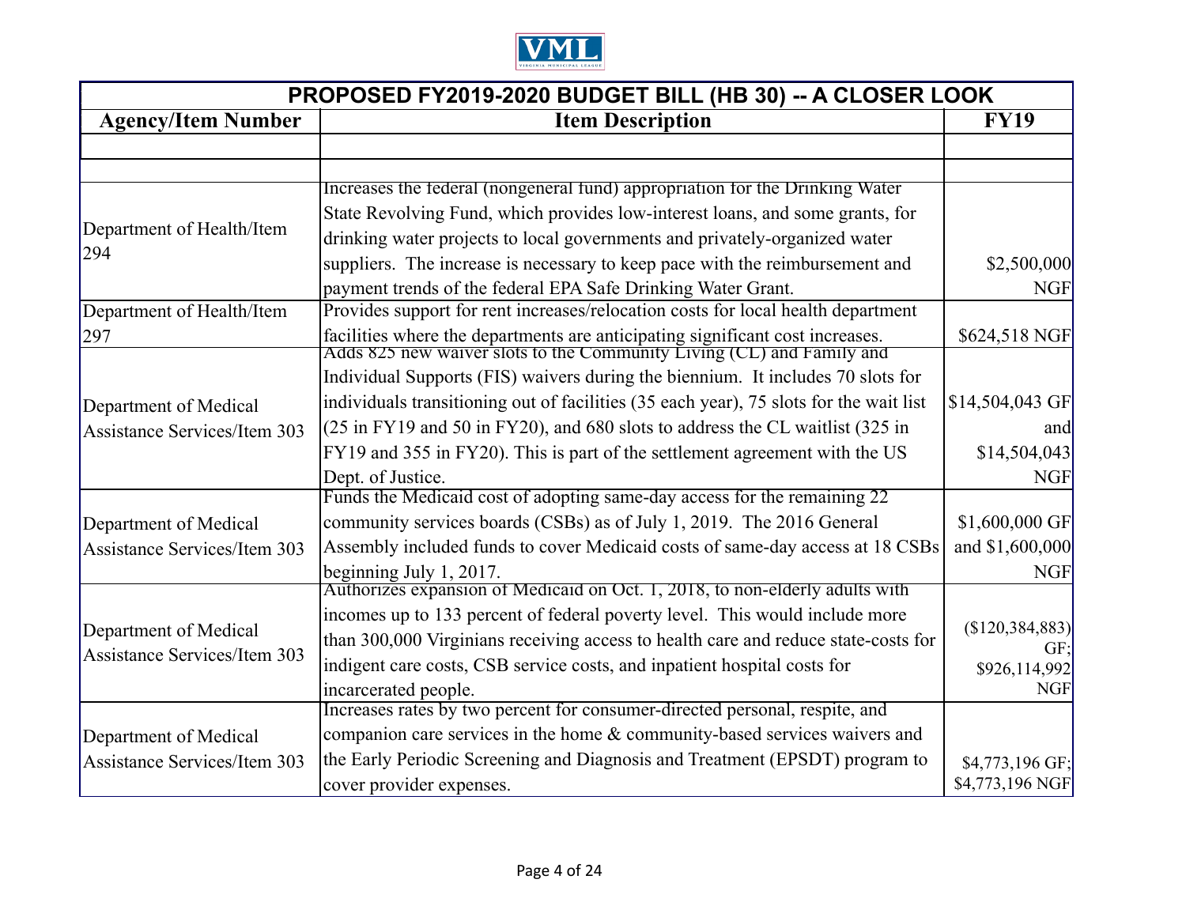| PROPOSED FY2019-2020 BUDGET BILL (HB 30) -- A CLOSER LOOK | | |
|---|---|---|
| **Agency/Item Number** | **Item Description** | **FY19** |
| | | |
| | | |
| Department of Health/Item 294 | Increases the federal (nongeneral fund) appropriation for the Drinking Water State Revolving Fund, which provides low-interest loans, and some grants, for drinking water projects to local governments and privately-organized water suppliers. The increase is necessary to keep pace with the reimbursement and payment trends of the federal EPA Safe Drinking Water Grant. | $2,500,000 NGF |
| Department of Health/Item 297 | Provides support for rent increases/relocation costs for local health department facilities where the departments are anticipating significant cost increases. | $624,518 NGF |
| Department of Medical Assistance Services/Item 303 | Adds 825 new waiver slots to the Community Living (CL) and Family and Individual Supports (FIS) waivers during the biennium. It includes 70 slots for individuals transitioning out of facilities (35 each year), 75 slots for the wait list (25 in FY19 and 50 in FY20), and 680 slots to address the CL waitlist (325 in FY19 and 355 in FY20). This is part of the settlement agreement with the US Dept. of Justice. | $14,504,043 GF and $14,504,043 NGF |
| Department of Medical Assistance Services/Item 303 | Funds the Medicaid cost of adopting same-day access for the remaining 22 community services boards (CSBs) as of July 1, 2019. The 2016 General Assembly included funds to cover Medicaid costs of same-day access at 18 CSBs beginning July 1, 2017. | $1,600,000 GF and $1,600,000 NGF |
| Department of Medical Assistance Services/Item 303 | Authorizes expansion of Medicaid on Oct. 1, 2018, to non-elderly adults with incomes up to 133 percent of federal poverty level. This would include more than 300,000 Virginians receiving access to health care and reduce state-costs for indigent care costs, CSB service costs, and inpatient hospital costs for incarcerated people. | ($120,384,883) GF; $926,114,992 NGF |
| Department of Medical Assistance Services/Item 303 | Increases rates by two percent for consumer-directed personal, respite, and companion care services in the home & community-based services waivers and the Early Periodic Screening and Diagnosis and Treatment (EPSDT) program to cover provider expenses. | $4,773,196 GF; $4,773,196 NGF |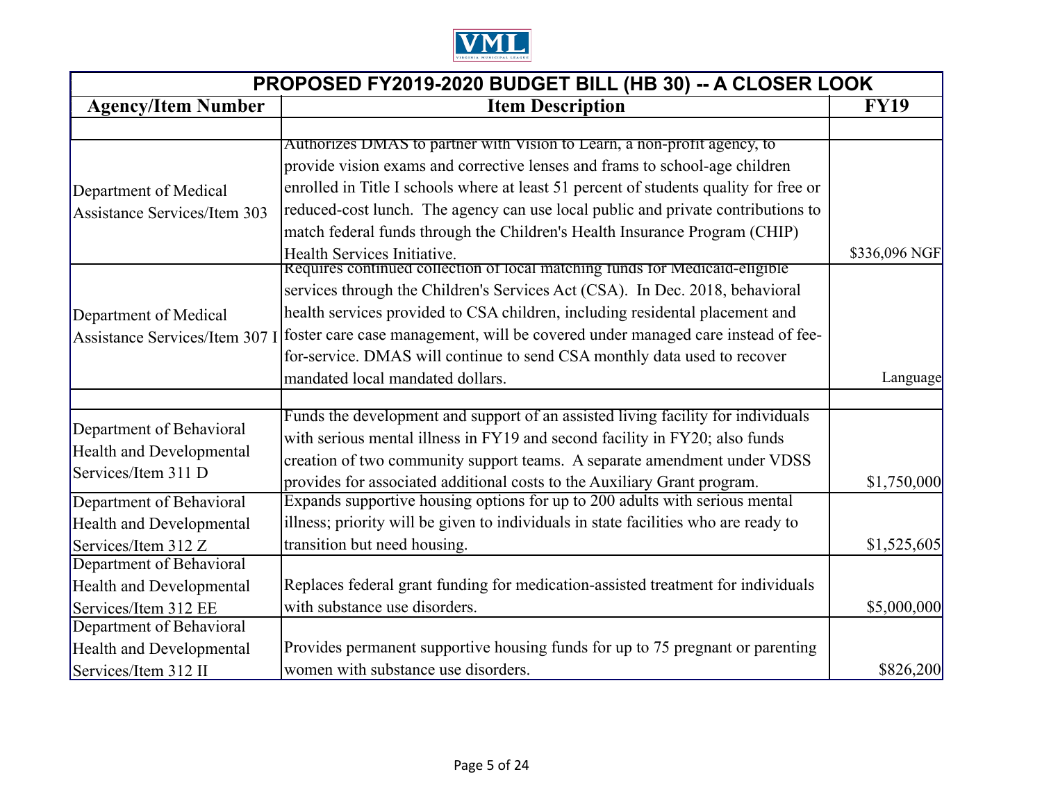# PROPOSED FY2019-2020 BUDGET BILL (HB 30) -- A CLOSER LOOK

| Agency/Item Number | Item Description | FY19 |
|---|---|---|
| | | |
| Department of Medical Assistance Services/Item 303 | Authorizes DMAS to partner with Vision to Learn, a non-profit agency, to provide vision exams and corrective lenses and frams to school-age children enrolled in Title I schools where at least 51 percent of students quality for free or reduced-cost lunch. The agency can use local public and private contributions to match federal funds through the Children's Health Insurance Program (CHIP) Health Services Initiative. | $336,096 NGF |
| Department of Medical Assistance Services/Item 307 I | Requires continued collection of local matching funds for Medicaid-eligible services through the Children's Services Act (CSA). In Dec. 2018, behavioral health services provided to CSA children, including residental placement and foster care case management, will be covered under managed care instead of fee-for-service. DMAS will continue to send CSA monthly data used to recover mandated local mandated dollars. | Language |
| | | |
| Department of Behavioral Health and Developmental Services/Item 311 D | Funds the development and support of an assisted living facility for individuals with serious mental illness in FY19 and second facility in FY20; also funds creation of two community support teams. A separate amendment under VDSS provides for associated additional costs to the Auxiliary Grant program. | $1,750,000 |
| Department of Behavioral Health and Developmental Services/Item 312 Z | Expands supportive housing options for up to 200 adults with serious mental illness; priority will be given to individuals in state facilities who are ready to transition but need housing. | $1,525,605 |
| Department of Behavioral Health and Developmental Services/Item 312 EE | Replaces federal grant funding for medication-assisted treatment for individuals with substance use disorders. | $5,000,000 |
| Department of Behavioral Health and Developmental Services/Item 312 II | Provides permanent supportive housing funds for up to 75 pregnant or parenting women with substance use disorders. | $826,200 |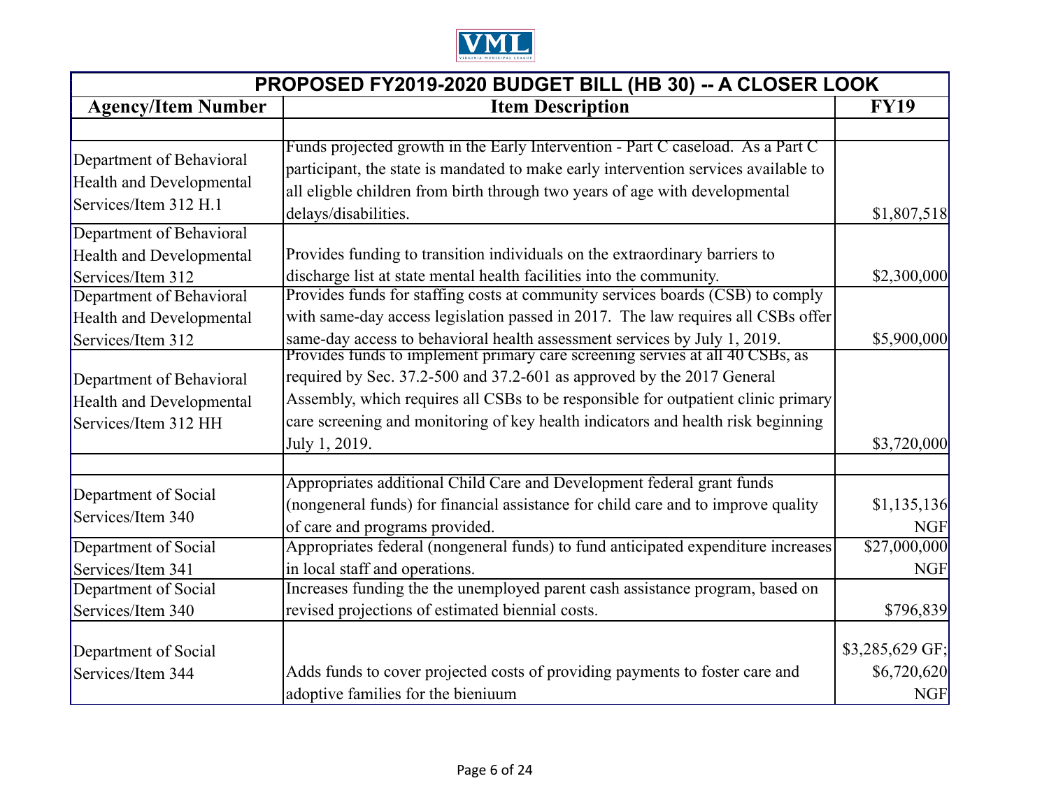| PROPOSED FY2019-2020 BUDGET BILL (HB 30) -- A CLOSER LOOK | | |
|---|---|---|
| **Agency/Item Number** | **Item Description** | **FY19** |
| | | |
| Department of Behavioral Health and Developmental Services/Item 312 H.1 | Funds projected growth in the Early Intervention - Part C caseload. As a Part C participant, the state is mandated to make early intervention services available to all eligble children from birth through two years of age with developmental delays/disabilities. | $1,807,518 |
| Department of Behavioral Health and Developmental Services/Item 312 | Provides funding to transition individuals on the extraordinary barriers to discharge list at state mental health facilities into the community. | $2,300,000 |
| Department of Behavioral Health and Developmental Services/Item 312 | Provides funds for staffing costs at community services boards (CSB) to comply with same-day access legislation passed in 2017. The law requires all CSBs offer same-day access to behavioral health assessment services by July 1, 2019. | $5,900,000 |
| Department of Behavioral Health and Developmental Services/Item 312 HH | Provides funds to implement primary care screening servies at all 40 CSBs, as required by Sec. 37.2-500 and 37.2-601 as approved by the 2017 General Assembly, which requires all CSBs to be responsible for outpatient clinic primary care screening and monitoring of key health indicators and health risk beginning July 1, 2019. | $3,720,000 |
| | | |
| Department of Social Services/Item 340 | Appropriates additional Child Care and Development federal grant funds (nongeneral funds) for financial assistance for child care and to improve quality of care and programs provided. | $1,135,136 NGF |
| Department of Social Services/Item 341 | Appropriates federal (nongeneral funds) to fund anticipated expenditure increases in local staff and operations. | $27,000,000 NGF |
| Department of Social Services/Item 340 | Increases funding the the unemployed parent cash assistance program, based on revised projections of estimated biennial costs. | $796,839 |
| Department of Social Services/Item 344 | Adds funds to cover projected costs of providing payments to foster care and adoptive families for the bieniuum | $3,285,629 GF; $6,720,620 NGF |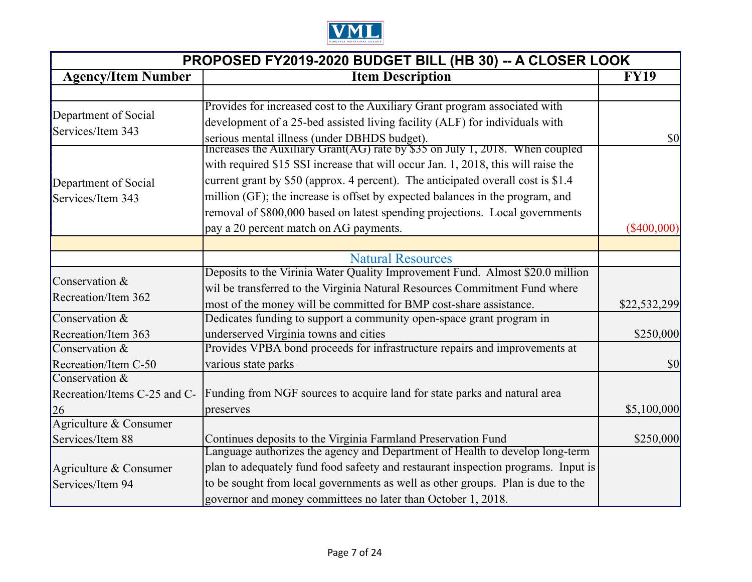| PROPOSED FY2019-2020 BUDGET BILL (HB 30) -- A CLOSER LOOK | | |
|---|---|---|
| **Agency/Item Number** | **Item Description** | **FY19** |
| | | |
| Department of Social Services/Item 343 | Provides for increased cost to the Auxiliary Grant program associated with development of a 25-bed assisted living facility (ALF) for individuals with serious mental illness (under DBHDS budget). | $0 |
| Department of Social Services/Item 343 | Increases the Auxiliary Grant(AG) rate by $35 on July 1, 2018. When coupled with required $15 SSI increase that will occur Jan. 1, 2018, this will raise the current grant by $50 (approx. 4 percent). The anticipated overall cost is $1.4 million (GF); the increase is offset by expected balances in the program, and removal of $800,000 based on latest spending projections. Local governments pay a 20 percent match on AG payments. | ($400,000) |
| | | |
| | Natural Resources | |
| Conservation & Recreation/Item 362 | Deposits to the Virinia Water Quality Improvement Fund. Almost $20.0 million wil be transferred to the Virginia Natural Resources Commitment Fund where most of the money will be committed for BMP cost-share assistance. | $22,532,299 |
| Conservation & Recreation/Item 363 | Dedicates funding to support a community open-space grant program in underserved Virginia towns and cities | $250,000 |
| Conservation & Recreation/Item C-50 | Provides VPBA bond proceeds for infrastructure repairs and improvements at various state parks | $0 |
| Conservation & Recreation/Items C-25 and C-26 | Funding from NGF sources to acquire land for state parks and natural area preserves | $5,100,000 |
| Agriculture & Consumer Services/Item 88 | Continues deposits to the Virginia Farmland Preservation Fund | $250,000 |
| Agriculture & Consumer Services/Item 94 | Language authorizes the agency and Department of Health to develop long-term plan to adequately fund food safety and restaurant inspection programs. Input is to be sought from local governments as well as other groups. Plan is due to the governor and money committees no later than October 1, 2018. | |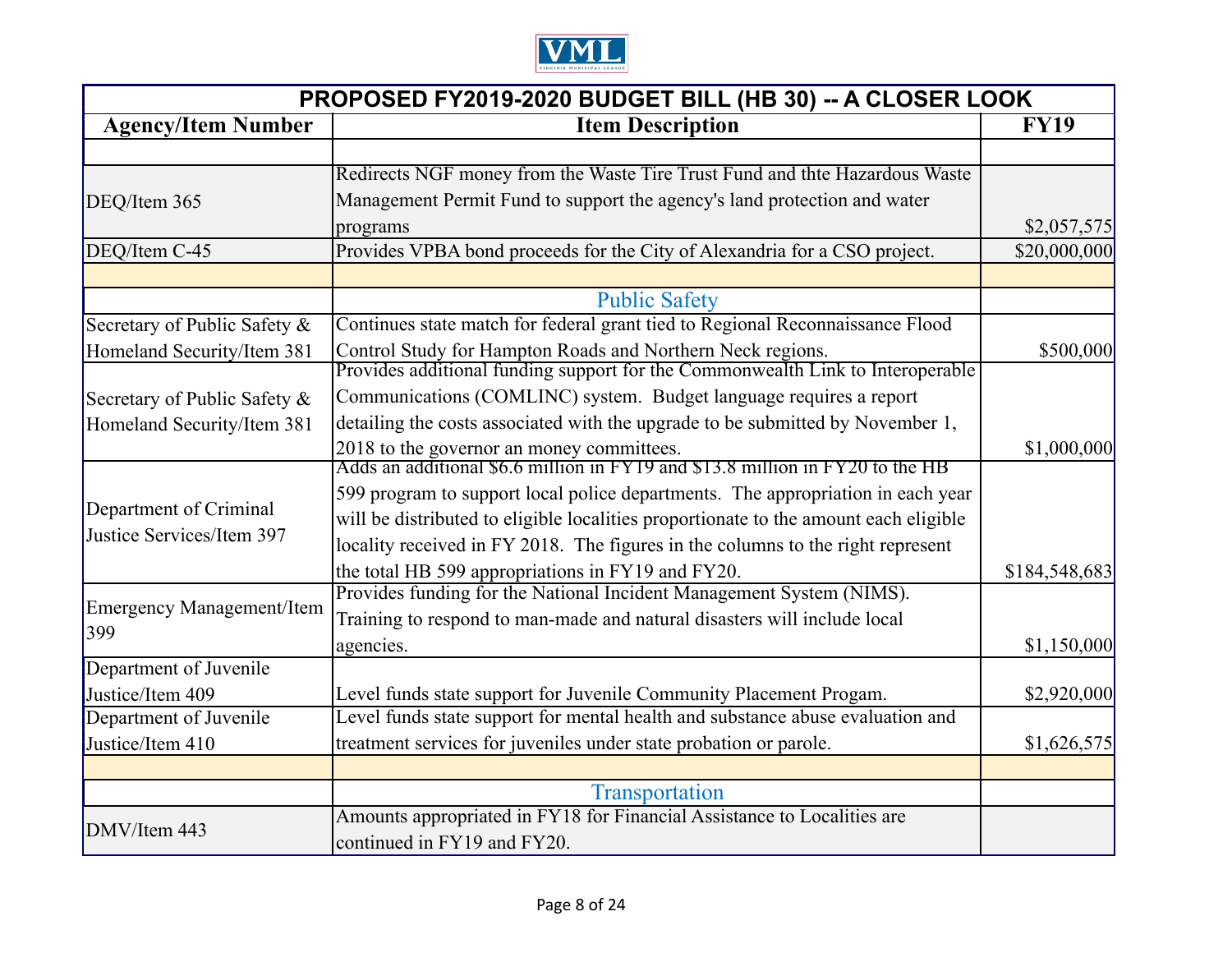| PROPOSED FY2019-2020 BUDGET BILL (HB 30) -- A CLOSER LOOK | | |
|---|---|---|
| **Agency/Item Number** | **Item Description** | **FY19** |
| | | |
| DEQ/Item 365 | Redirects NGF money from the Waste Tire Trust Fund and thte Hazardous Waste Management Permit Fund to support the agency's land protection and water programs | $2,057,575 |
| DEQ/Item C-45 | Provides VPBA bond proceeds for the City of Alexandria for a CSO project. | $20,000,000 |
| | | |
| | Public Safety | |
| Secretary of Public Safety & Homeland Security/Item 381 | Continues state match for federal grant tied to Regional Reconnaissance Flood Control Study for Hampton Roads and Northern Neck regions. | $500,000 |
| Secretary of Public Safety & Homeland Security/Item 381 | Provides additional funding support for the Commonwealth Link to Interoperable Communications (COMLINC) system. Budget language requires a report detailing the costs associated with the upgrade to be submitted by November 1, 2018 to the governor an money committees. | $1,000,000 |
| Department of Criminal Justice Services/Item 397 | Adds an additional $6.6 million in FY19 and $13.8 million in FY20 to the HB 599 program to support local police departments. The appropriation in each year will be distributed to eligible localities proportionate to the amount each eligible locality received in FY 2018. The figures in the columns to the right represent the total HB 599 appropriations in FY19 and FY20. | $184,548,683 |
| Emergency Management/Item 399 | Provides funding for the National Incident Management System (NIMS). Training to respond to man-made and natural disasters will include local agencies. | $1,150,000 |
| Department of Juvenile Justice/Item 409 | Level funds state support for Juvenile Community Placement Progam. | $2,920,000 |
| Department of Juvenile Justice/Item 410 | Level funds state support for mental health and substance abuse evaluation and treatment services for juveniles under state probation or parole. | $1,626,575 |
| | | |
| | Transportation | |
| DMV/Item 443 | Amounts appropriated in FY18 for Financial Assistance to Localities are continued in FY19 and FY20. | |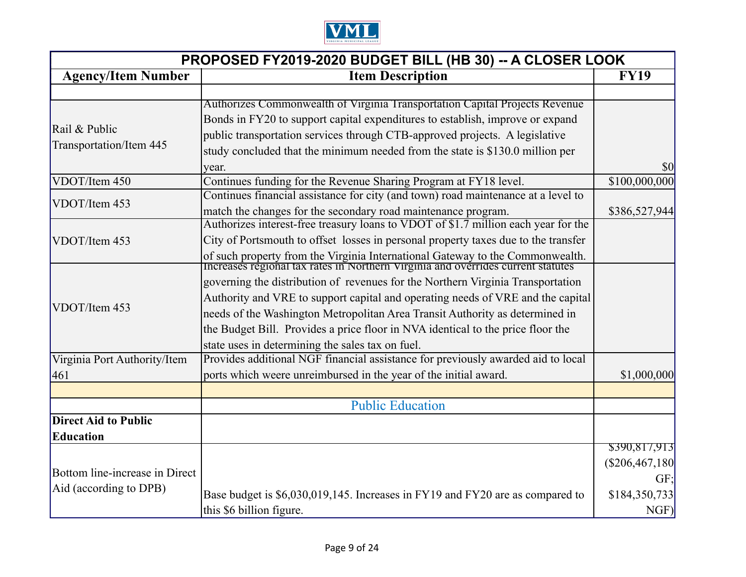| PROPOSED FY2019-2020 BUDGET BILL (HB 30) -- A CLOSER LOOK | | |
|---|---|---|
| **Agency/Item Number** | **Item Description** | **FY19** |
| | | |
| Rail & Public Transportation/Item 445 | Authorizes Commonwealth of Virginia Transportation Capital Projects Revenue Bonds in FY20 to support capital expenditures to establish, improve or expand public transportation services through CTB-approved projects. A legislative study concluded that the minimum needed from the state is $130.0 million per year. | $0 |
| VDOT/Item 450 | Continues funding for the Revenue Sharing Program at FY18 level. | $100,000,000 |
| VDOT/Item 453 | Continues financial assistance for city (and town) road maintenance at a level to match the changes for the secondary road maintenance program. | $386,527,944 |
| VDOT/Item 453 | Authorizes interest-free treasury loans to VDOT of $1.7 million each year for the City of Portsmouth to offset losses in personal property taxes due to the transfer of such property from the Virginia International Gateway to the Commonwealth. | |
| VDOT/Item 453 | Increases regional tax rates in Northern Virginia and overrides current statutes governing the distribution of revenues for the Northern Virginia Transportation Authority and VRE to support capital and operating needs of VRE and the capital needs of the Washington Metropolitan Area Transit Authority as determined in the Budget Bill. Provides a price floor in NVA identical to the price floor the state uses in determining the sales tax on fuel. | |
| Virginia Port Authority/Item 461 | Provides additional NGF financial assistance for previously awarded aid to local ports which weere unreimbursed in the year of the initial award. | $1,000,000 |
| | | |
| | Public Education | |
| **Direct Aid to Public Education** | | |
| Bottom line-increase in Direct Aid (according to DPB) | Base budget is $6,030,019,145. Increases in FY19 and FY20 are as compared to this $6 billion figure. | $390,817,913 ($206,467,180 GF; $184,350,733 NGF) |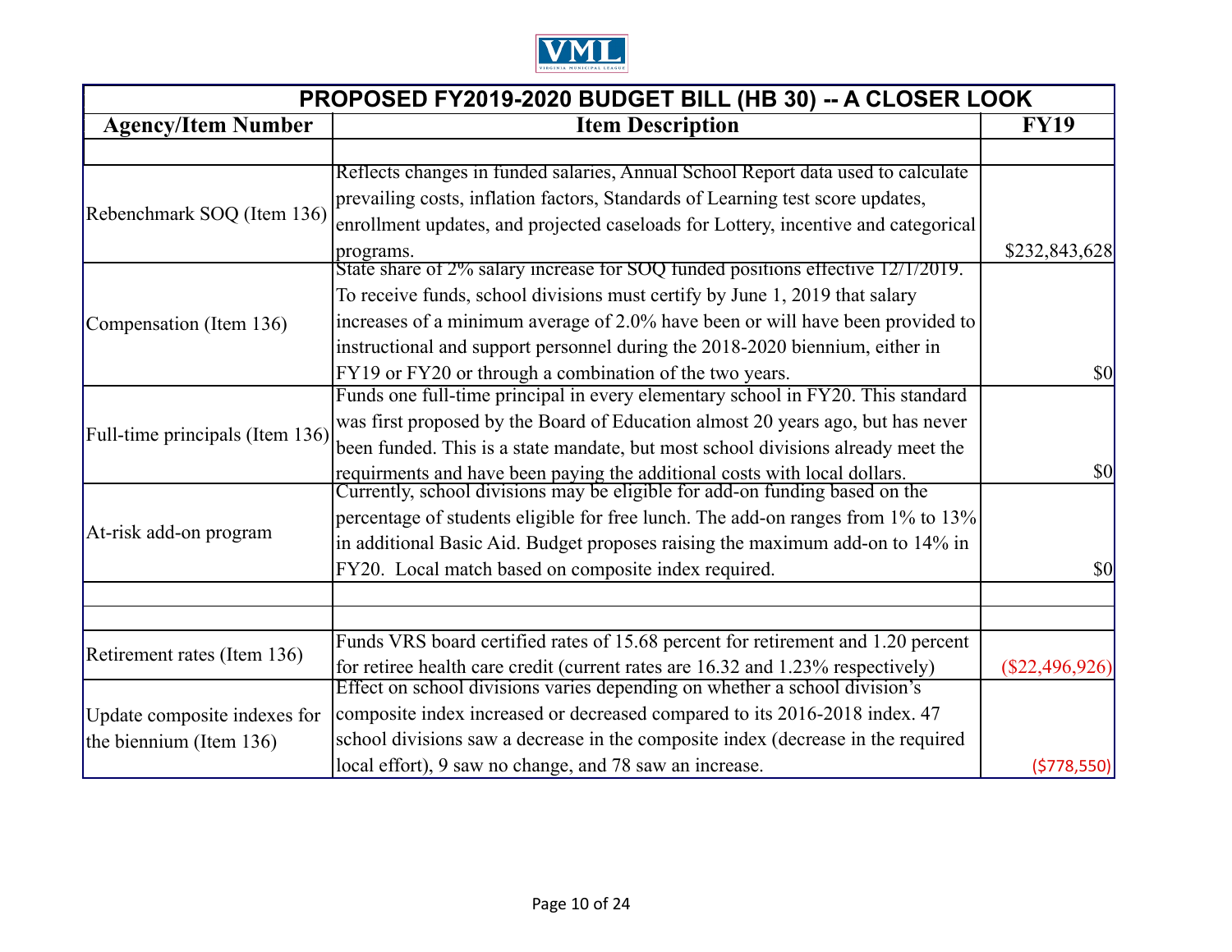| PROPOSED FY2019-2020 BUDGET BILL (HB 30) -- A CLOSER LOOK | | |
|---|---|---|
| **Agency/Item Number** | **Item Description** | **FY19** |
| | | |
| Rebenchmark SOQ (Item 136) | Reflects changes in funded salaries, Annual School Report data used to calculate prevailing costs, inflation factors, Standards of Learning test score updates, enrollment updates, and projected caseloads for Lottery, incentive and categorical programs. | $232,843,628 |
| Compensation (Item 136) | State share of 2% salary increase for SOQ funded positions effective 12/1/2019. To receive funds, school divisions must certify by June 1, 2019 that salary increases of a minimum average of 2.0% have been or will have been provided to instructional and support personnel during the 2018-2020 biennium, either in FY19 or FY20 or through a combination of the two years. | $0 |
| Full-time principals (Item 136) | Funds one full-time principal in every elementary school in FY20. This standard was first proposed by the Board of Education almost 20 years ago, but has never been funded. This is a state mandate, but most school divisions already meet the requirments and have been paying the additional costs with local dollars. | $0 |
| At-risk add-on program | Currently, school divisions may be eligible for add-on funding based on the percentage of students eligible for free lunch. The add-on ranges from 1% to 13% in additional Basic Aid. Budget proposes raising the maximum add-on to 14% in FY20. Local match based on composite index required. | $0 |
| | | |
| | | |
| Retirement rates (Item 136) | Funds VRS board certified rates of 15.68 percent for retirement and 1.20 percent for retiree health care credit (current rates are 16.32 and 1.23% respectively) | ($22,496,926) |
| Update composite indexes for the biennium (Item 136) | Effect on school divisions varies depending on whether a school division's composite index increased or decreased compared to its 2016-2018 index. 47 school divisions saw a decrease in the composite index (decrease in the required local effort), 9 saw no change, and 78 saw an increase. | ($778,550) |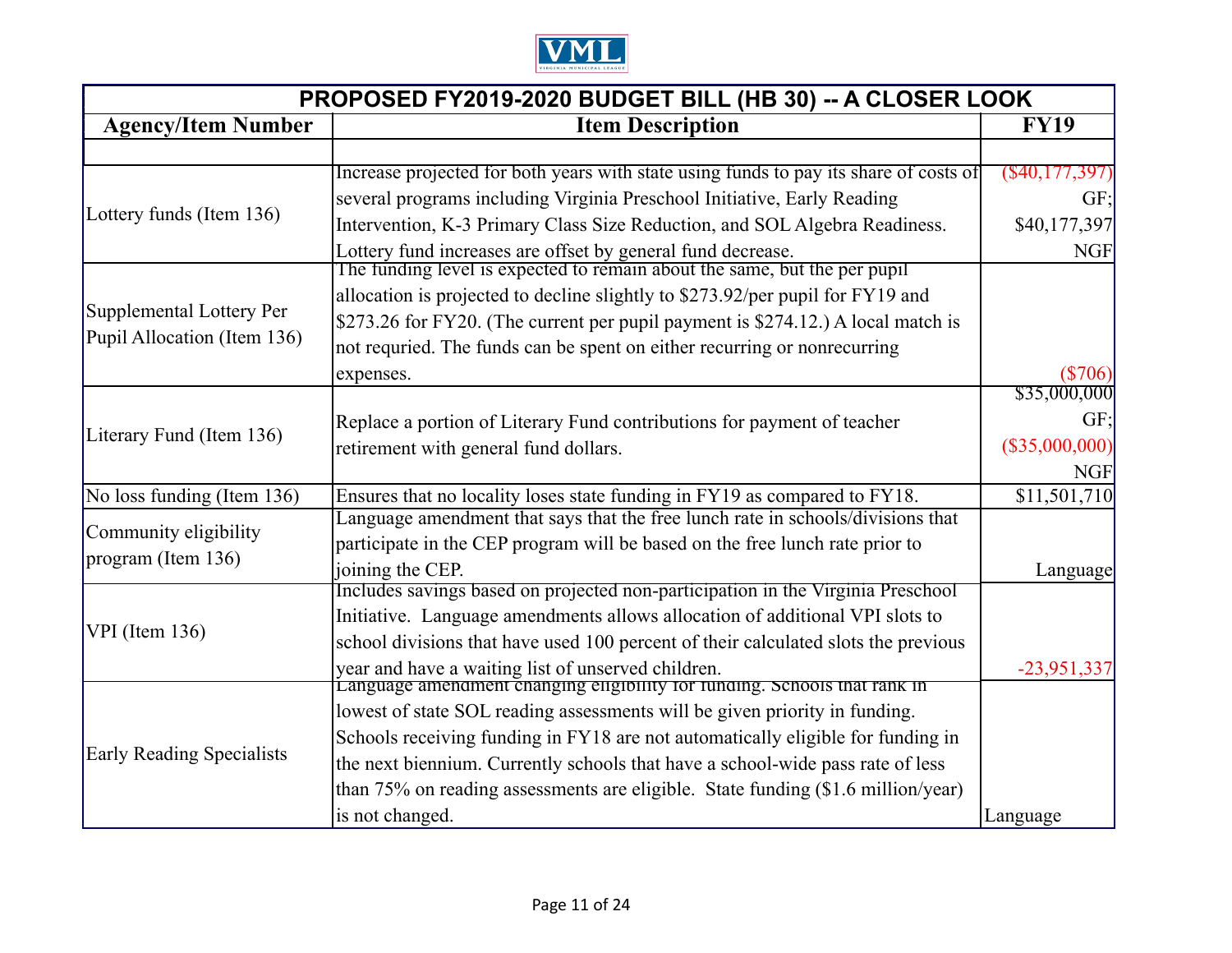| PROPOSED FY2019-2020 BUDGET BILL (HB 30) -- A CLOSER LOOK | | |
|---|---|---|
| **Agency/Item Number** | **Item Description** | **FY19** |
| | | |
| Lottery funds (Item 136) | Increase projected for both years with state using funds to pay its share of costs of several programs including Virginia Preschool Initiative, Early Reading Intervention, K-3 Primary Class Size Reduction, and SOL Algebra Readiness. Lottery fund increases are offset by general fund decrease. | ($40,177,397) GF; $40,177,397 NGF |
| Supplemental Lottery Per Pupil Allocation (Item 136) | The funding level is expected to remain about the same, but the per pupil allocation is projected to decline slightly to $273.92/per pupil for FY19 and $273.26 for FY20. (The current per pupil payment is $274.12.) A local match is not requried. The funds can be spent on either recurring or nonrecurring expenses. | ($706) |
| Literary Fund (Item 136) | Replace a portion of Literary Fund contributions for payment of teacher retirement with general fund dollars. | $35,000,000 GF; ($35,000,000) NGF |
| No loss funding (Item 136) | Ensures that no locality loses state funding in FY19 as compared to FY18. | $11,501,710 |
| Community eligibility program (Item 136) | Language amendment that says that the free lunch rate in schools/divisions that participate in the CEP program will be based on the free lunch rate prior to joining the CEP. | Language |
| VPI (Item 136) | Includes savings based on projected non-participation in the Virginia Preschool Initiative. Language amendments allows allocation of additional VPI slots to school divisions that have used 100 percent of their calculated slots the previous year and have a waiting list of unserved children. | -23,951,337 |
| Early Reading Specialists | Language amendment changing eligibility for funding. Schools that rank in lowest of state SOL reading assessments will be given priority in funding. Schools receiving funding in FY18 are not automatically eligible for funding in the next biennium. Currently schools that have a school-wide pass rate of less than 75% on reading assessments are eligible. State funding ($1.6 million/year) is not changed. | Language |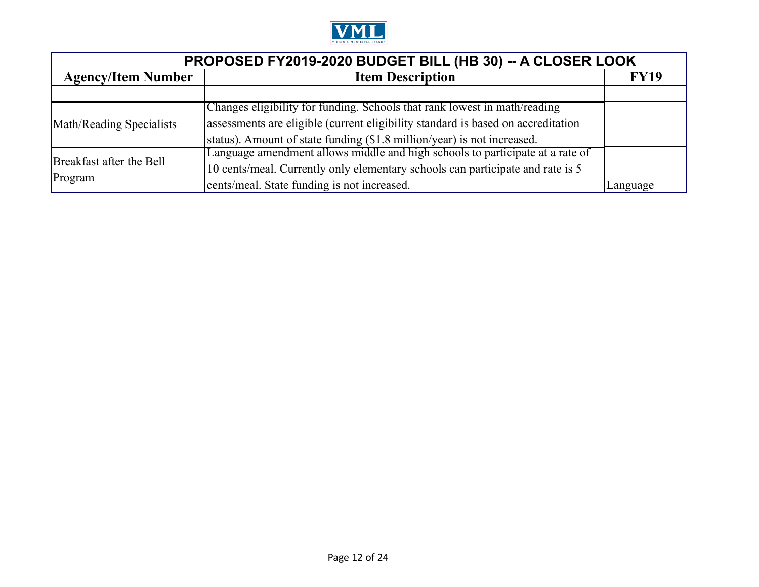| PROPOSED FY2019-2020 BUDGET BILL (HB 30) -- A CLOSER LOOK | | |
|---|---|---|
| **Agency/Item Number** | **Item Description** | **FY19** |
| | | |
| Math/Reading Specialists | Changes eligibility for funding. Schools that rank lowest in math/reading assessments are eligible (current eligibility standard is based on accreditation status). Amount of state funding ($1.8 million/year) is not increased. | |
| Breakfast after the Bell Program | Language amendment allows middle and high schools to participate at a rate of 10 cents/meal. Currently only elementary schools can participate and rate is 5 cents/meal. State funding is not increased. | Language |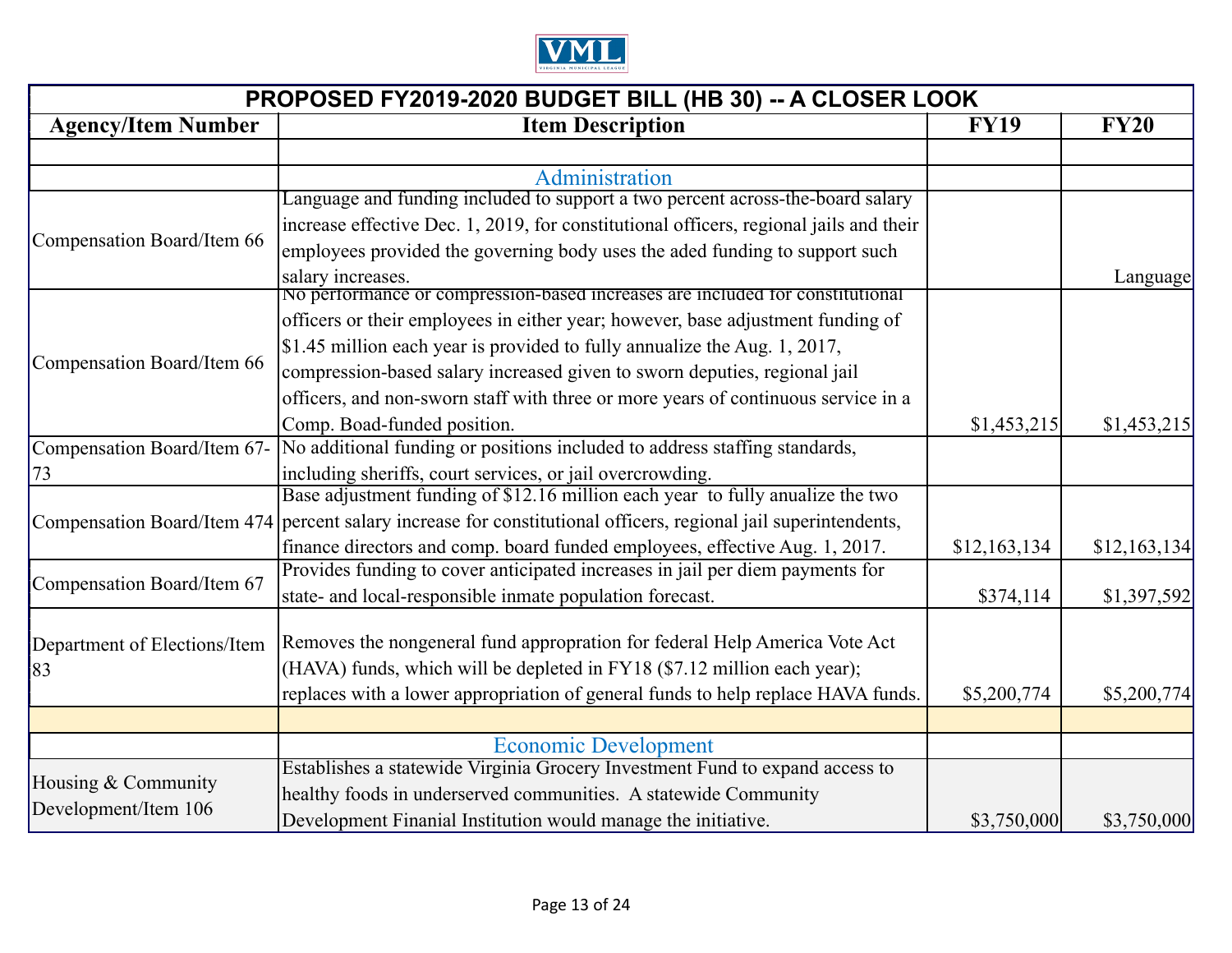## PROPOSED FY2019-2020 BUDGET BILL (HB 30) -- A CLOSER LOOK

| Agency/Item Number | Item Description | FY19 | FY20 |
|---|---|---|---|
| | | | |
| | Administration | | |
| Compensation Board/Item 66 | Language and funding included to support a two percent across-the-board salary increase effective Dec. 1, 2019, for constitutional officers, regional jails and their employees provided the governing body uses the aded funding to support such salary increases. | | Language |
| Compensation Board/Item 66 | No performance or compression-based increases are included for constitutional officers or their employees in either year; however, base adjustment funding of $1.45 million each year is provided to fully annualize the Aug. 1, 2017, compression-based salary increased given to sworn deputies, regional jail officers, and non-sworn staff with three or more years of continuous service in a Comp. Boad-funded position. | $1,453,215 | $1,453,215 |
| Compensation Board/Item 67-73 | No additional funding or positions included to address staffing standards, including sheriffs, court services, or jail overcrowding. | | |
| Compensation Board/Item 474 | Base adjustment funding of $12.16 million each year to fully anualize the two percent salary increase for constitutional officers, regional jail superintendents, finance directors and comp. board funded employees, effective Aug. 1, 2017. | $12,163,134 | $12,163,134 |
| Compensation Board/Item 67 | Provides funding to cover anticipated increases in jail per diem payments for state- and local-responsible inmate population forecast. | $374,114 | $1,397,592 |
| Department of Elections/Item 83 | Removes the nongeneral fund appropration for federal Help America Vote Act (HAVA) funds, which will be depleted in FY18 ($7.12 million each year); replaces with a lower appropriation of general funds to help replace HAVA funds. | $5,200,774 | $5,200,774 |
| | | | |
| | Economic Development | | |
| Housing & Community Development/Item 106 | Establishes a statewide Virginia Grocery Investment Fund to expand access to healthy foods in underserved communities. A statewide Community Development Finanial Institution would manage the initiative. | $3,750,000 | $3,750,000 |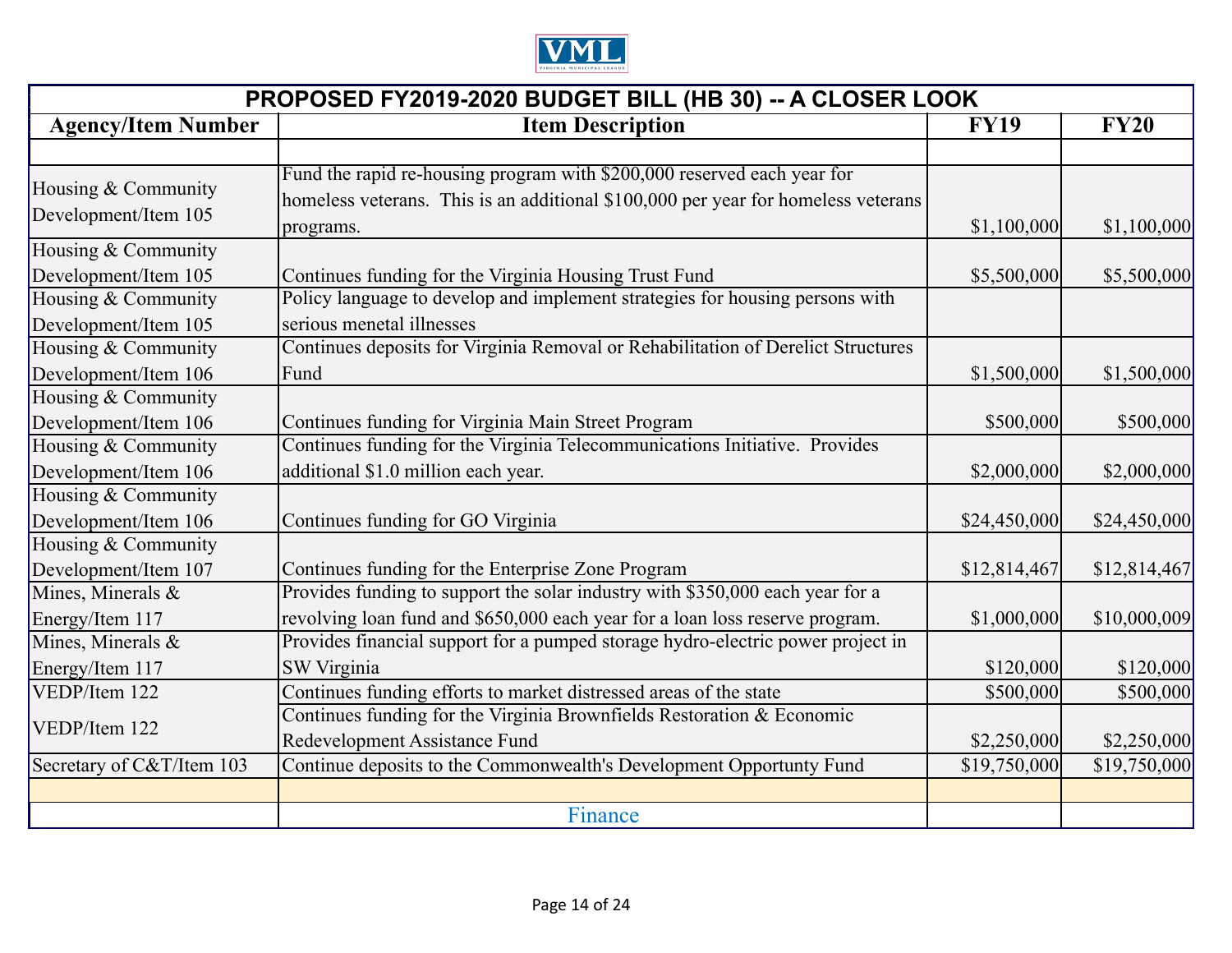| PROPOSED FY2019-2020 BUDGET BILL (HB 30) -- A CLOSER LOOK | | | |
|---|---|---|---|
| **Agency/Item Number** | **Item Description** | **FY19** | **FY20** |
| | | | |
| Housing & Community Development/Item 105 | Fund the rapid re-housing program with $200,000 reserved each year for homeless veterans. This is an additional $100,000 per year for homeless veterans programs. | $1,100,000 | $1,100,000 |
| Housing & Community Development/Item 105 | Continues funding for the Virginia Housing Trust Fund | $5,500,000 | $5,500,000 |
| Housing & Community Development/Item 105 | Policy language to develop and implement strategies for housing persons with serious menetal illnesses | | |
| Housing & Community Development/Item 106 | Continues deposits for Virginia Removal or Rehabilitation of Derelict Structures Fund | $1,500,000 | $1,500,000 |
| Housing & Community Development/Item 106 | Continues funding for Virginia Main Street Program | $500,000 | $500,000 |
| Housing & Community Development/Item 106 | Continues funding for the Virginia Telecommunications Initiative. Provides additional $1.0 million each year. | $2,000,000 | $2,000,000 |
| Housing & Community Development/Item 106 | Continues funding for GO Virginia | $24,450,000 | $24,450,000 |
| Housing & Community Development/Item 107 | Continues funding for the Enterprise Zone Program | $12,814,467 | $12,814,467 |
| Mines, Minerals & Energy/Item 117 | Provides funding to support the solar industry with $350,000 each year for a revolving loan fund and $650,000 each year for a loan loss reserve program. | $1,000,000 | $10,000,009 |
| Mines, Minerals & Energy/Item 117 | Provides financial support for a pumped storage hydro-electric power project in SW Virginia | $120,000 | $120,000 |
| VEDP/Item 122 | Continues funding efforts to market distressed areas of the state | $500,000 | $500,000 |
| VEDP/Item 122 | Continues funding for the Virginia Brownfields Restoration & Economic Redevelopment Assistance Fund | $2,250,000 | $2,250,000 |
| Secretary of C&T/Item 103 | Continue deposits to the Commonwealth's Development Opportunty Fund | $19,750,000 | $19,750,000 |
| | | | |
| | Finance | | |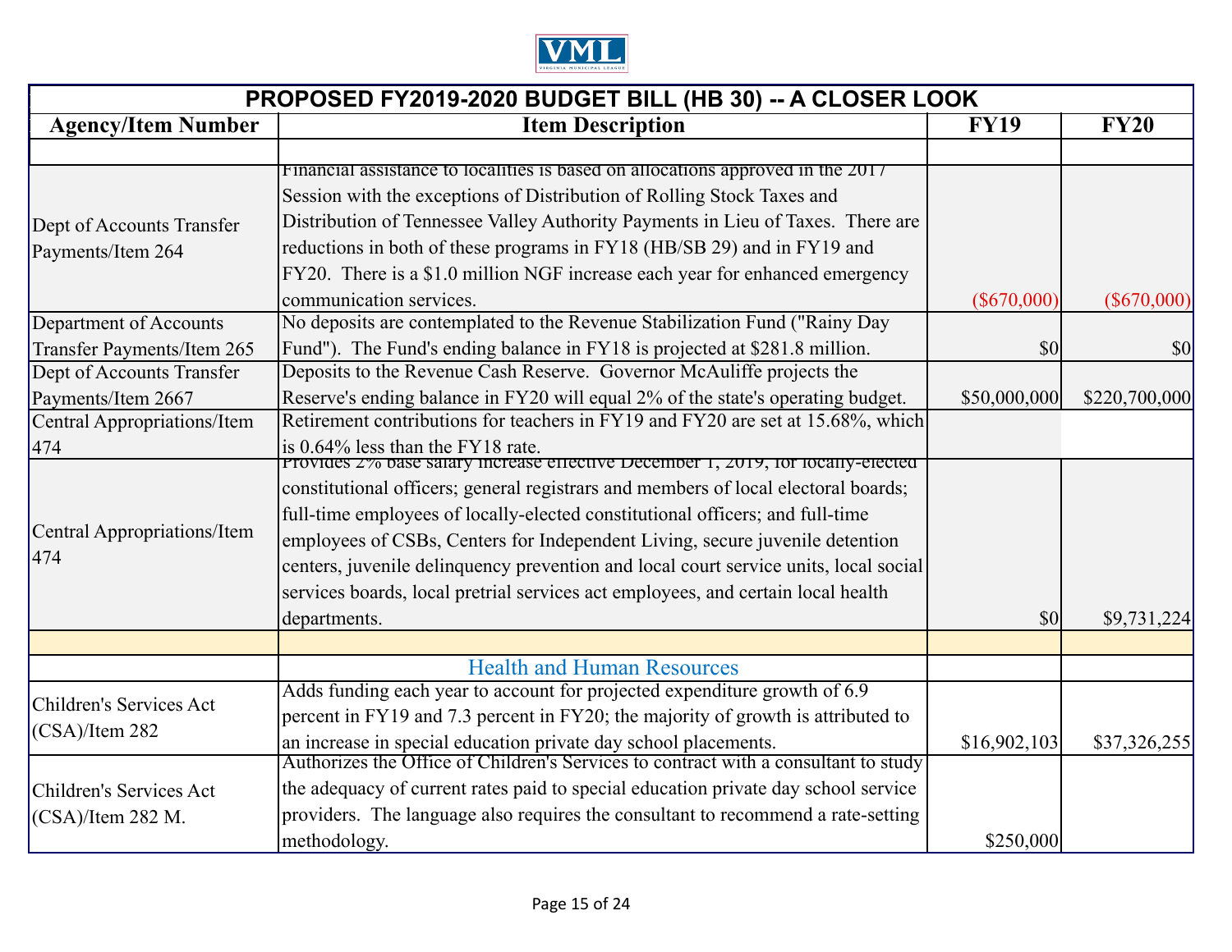| Agency/Item Number | Item Description | FY19 | FY20 |
|---|---|---|---|
| | | | |
| Dept of Accounts Transfer Payments/Item 264 | Financial assistance to localities is based on allocations approved in the 2017 Session with the exceptions of Distribution of Rolling Stock Taxes and Distribution of Tennessee Valley Authority Payments in Lieu of Taxes. There are reductions in both of these programs in FY18 (HB/SB 29) and in FY19 and FY20. There is a $1.0 million NGF increase each year for enhanced emergency communication services. | ($670,000) | ($670,000) |
| Department of Accounts Transfer Payments/Item 265 | No deposits are contemplated to the Revenue Stabilization Fund ("Rainy Day Fund"). The Fund's ending balance in FY18 is projected at $281.8 million. | $0 | $0 |
| Dept of Accounts Transfer Payments/Item 2667 | Deposits to the Revenue Cash Reserve. Governor McAuliffe projects the Reserve's ending balance in FY20 will equal 2% of the state's operating budget. | $50,000,000 | $220,700,000 |
| Central Appropriations/Item 474 | Retirement contributions for teachers in FY19 and FY20 are set at 15.68%, which is 0.64% less than the FY18 rate. | | |
| Central Appropriations/Item 474 | Provides 2% base salary increase effective December 1, 2019, for locally-elected constitutional officers; general registrars and members of local electoral boards; full-time employees of locally-elected constitutional officers; and full-time employees of CSBs, Centers for Independent Living, secure juvenile detention centers, juvenile delinquency prevention and local court service units, local social services boards, local pretrial services act employees, and certain local health departments. | $0 | $9,731,224 |
| | | | |
| | **Health and Human Resources** | | |
| Children's Services Act (CSA)/Item 282 | Adds funding each year to account for projected expenditure growth of 6.9 percent in FY19 and 7.3 percent in FY20; the majority of growth is attributed to an increase in special education private day school placements. | $16,902,103 | $37,326,255 |
| Children's Services Act (CSA)/Item 282 M. | Authorizes the Office of Children's Services to contract with a consultant to study the adequacy of current rates paid to special education private day school service providers. The language also requires the consultant to recommend a rate-setting methodology. | $250,000 | |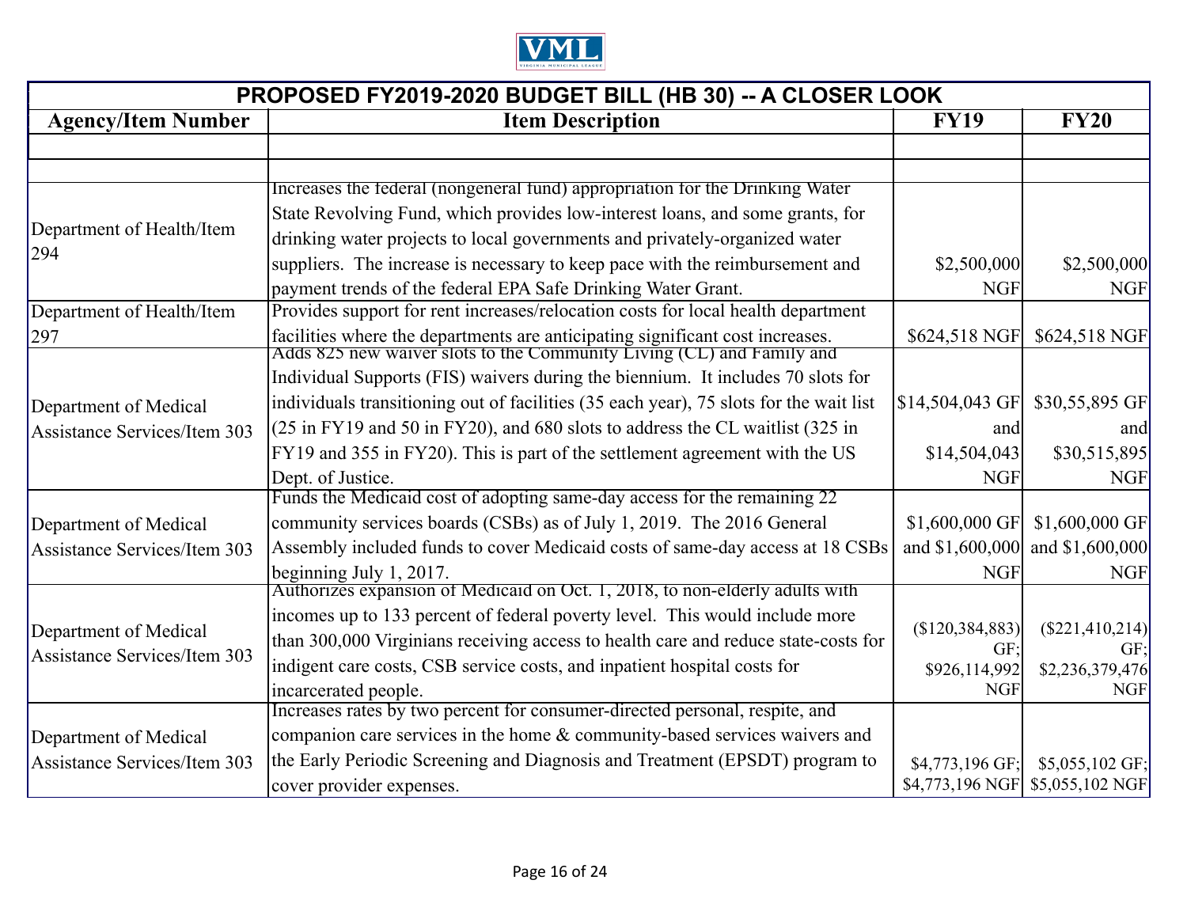| PROPOSED FY2019-2020 BUDGET BILL (HB 30) -- A CLOSER LOOK | | | |
|---|---|---|---|
| **Agency/Item Number** | **Item Description** | **FY19** | **FY20** |
| | | | |
| | | | |
| Department of Health/Item 294 | Increases the federal (nongeneral fund) appropriation for the Drinking Water State Revolving Fund, which provides low-interest loans, and some grants, for drinking water projects to local governments and privately-organized water suppliers. The increase is necessary to keep pace with the reimbursement and payment trends of the federal EPA Safe Drinking Water Grant. | $2,500,000 NGF | $2,500,000 NGF |
| Department of Health/Item 297 | Provides support for rent increases/relocation costs for local health department facilities where the departments are anticipating significant cost increases. | $624,518 NGF | $624,518 NGF |
| Department of Medical Assistance Services/Item 303 | Adds 825 new waiver slots to the Community Living (CL) and Family and Individual Supports (FIS) waivers during the biennium. It includes 70 slots for individuals transitioning out of facilities (35 each year), 75 slots for the wait list (25 in FY19 and 50 in FY20), and 680 slots to address the CL waitlist (325 in FY19 and 355 in FY20). This is part of the settlement agreement with the US Dept. of Justice. | $14,504,043 GF and $14,504,043 NGF | $30,55,895 GF and $30,515,895 NGF |
| Department of Medical Assistance Services/Item 303 | Funds the Medicaid cost of adopting same-day access for the remaining 22 community services boards (CSBs) as of July 1, 2019. The 2016 General Assembly included funds to cover Medicaid costs of same-day access at 18 CSBs beginning July 1, 2017. | $1,600,000 GF and $1,600,000 NGF | $1,600,000 GF and $1,600,000 NGF |
| Department of Medical Assistance Services/Item 303 | Authorizes expansion of Medicaid on Oct. 1, 2018, to non-elderly adults with incomes up to 133 percent of federal poverty level. This would include more than 300,000 Virginians receiving access to health care and reduce state-costs for indigent care costs, CSB service costs, and inpatient hospital costs for incarcerated people. | ($120,384,883) GF; $926,114,992 NGF | ($221,410,214) GF; $2,236,379,476 NGF |
| Department of Medical Assistance Services/Item 303 | Increases rates by two percent for consumer-directed personal, respite, and companion care services in the home & community-based services waivers and the Early Periodic Screening and Diagnosis and Treatment (EPSDT) program to cover provider expenses. | $4,773,196 GF; $4,773,196 NGF | $5,055,102 GF; $5,055,102 NGF |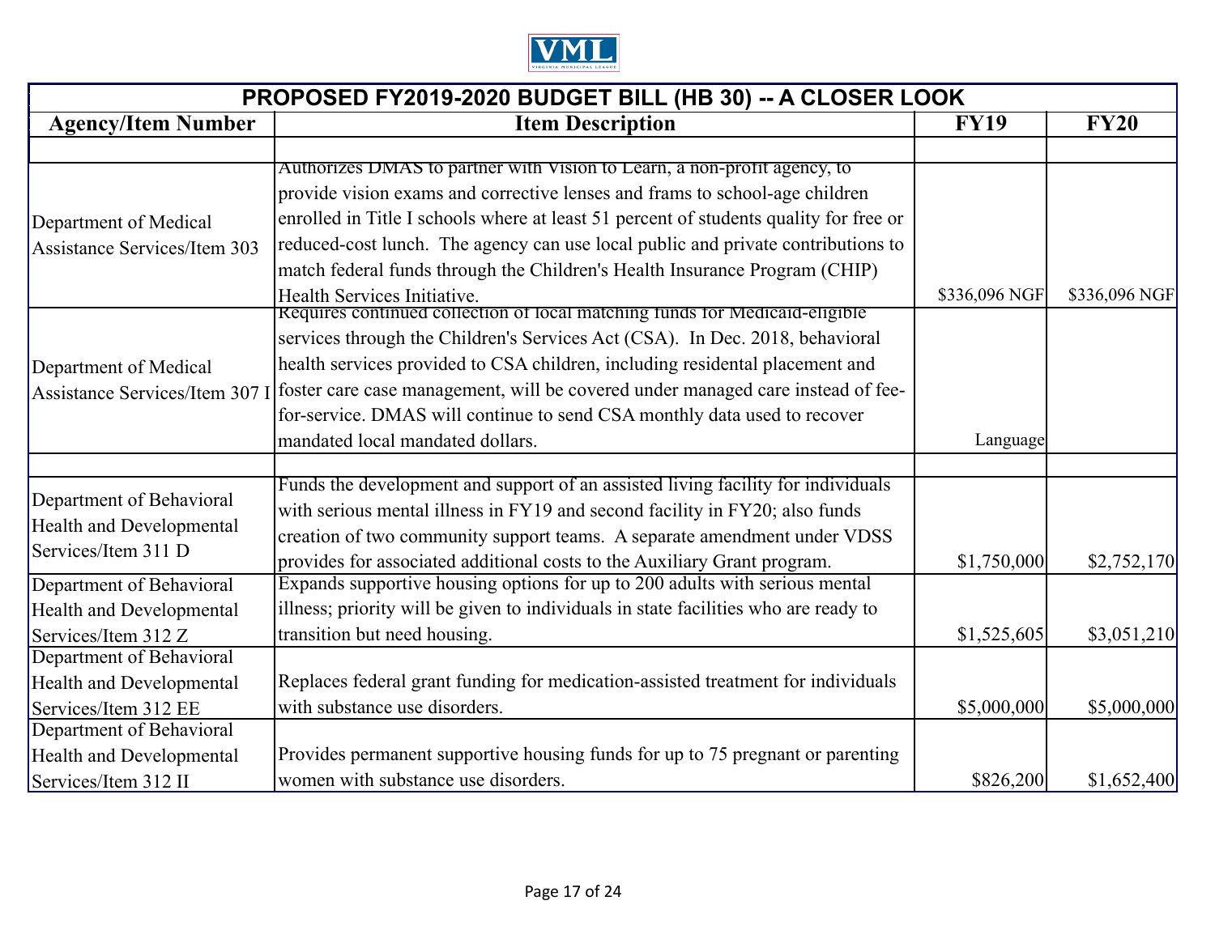## PROPOSED FY2019-2020 BUDGET BILL (HB 30) -- A CLOSER LOOK

| Agency/Item Number | Item Description | FY19 | FY20 |
|---|---|---|---|
| | | | |
| Department of Medical Assistance Services/Item 303 | Authorizes DMAS to partner with Vision to Learn, a non-profit agency, to provide vision exams and corrective lenses and frams to school-age children enrolled in Title I schools where at least 51 percent of students quality for free or reduced-cost lunch. The agency can use local public and private contributions to match federal funds through the Children's Health Insurance Program (CHIP) Health Services Initiative. | $336,096 NGF | $336,096 NGF |
| Department of Medical Assistance Services/Item 307 I | Requires continued collection of local matching funds for Medicaid-eligible services through the Children's Services Act (CSA). In Dec. 2018, behavioral health services provided to CSA children, including residental placement and foster care case management, will be covered under managed care instead of fee-for-service. DMAS will continue to send CSA monthly data used to recover mandated local mandated dollars. | Language | |
| | | | |
| Department of Behavioral Health and Developmental Services/Item 311 D | Funds the development and support of an assisted living facility for individuals with serious mental illness in FY19 and second facility in FY20; also funds creation of two community support teams. A separate amendment under VDSS provides for associated additional costs to the Auxiliary Grant program. | $1,750,000 | $2,752,170 |
| Department of Behavioral Health and Developmental Services/Item 312 Z | Expands supportive housing options for up to 200 adults with serious mental illness; priority will be given to individuals in state facilities who are ready to transition but need housing. | $1,525,605 | $3,051,210 |
| Department of Behavioral Health and Developmental Services/Item 312 EE | Replaces federal grant funding for medication-assisted treatment for individuals with substance use disorders. | $5,000,000 | $5,000,000 |
| Department of Behavioral Health and Developmental Services/Item 312 II | Provides permanent supportive housing funds for up to 75 pregnant or parenting women with substance use disorders. | $826,200 | $1,652,400 |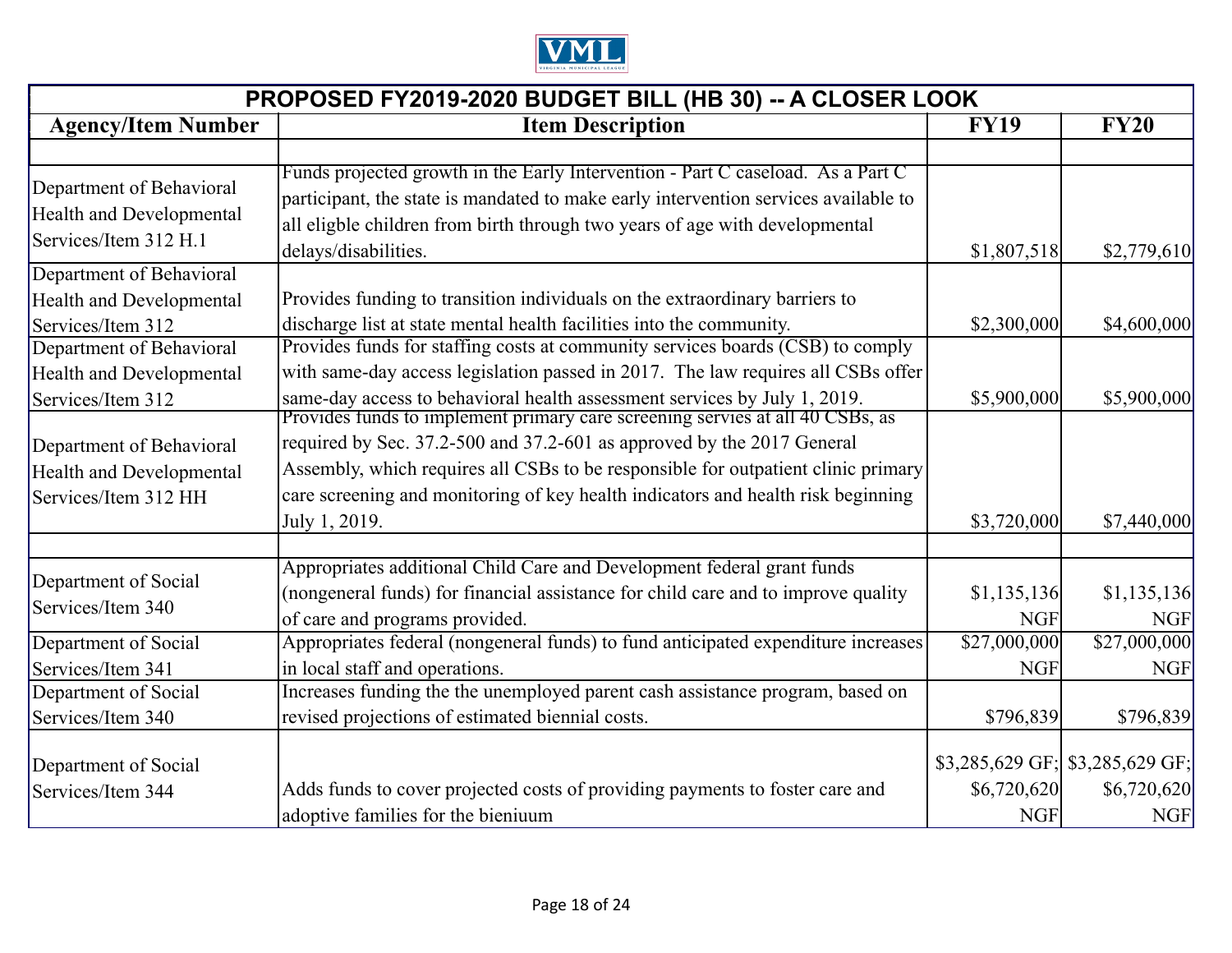# PROPOSED FY2019-2020 BUDGET BILL (HB 30) -- A CLOSER LOOK

| Agency/Item Number | Item Description | FY19 | FY20 |
|---|---|---|---|
| | | | |
| Department of Behavioral Health and Developmental Services/Item 312 H.1 | Funds projected growth in the Early Intervention - Part C caseload. As a Part C participant, the state is mandated to make early intervention services available to all eligble children from birth through two years of age with developmental delays/disabilities. | $1,807,518 | $2,779,610 |
| Department of Behavioral Health and Developmental Services/Item 312 | Provides funding to transition individuals on the extraordinary barriers to discharge list at state mental health facilities into the community. | $2,300,000 | $4,600,000 |
| Department of Behavioral Health and Developmental Services/Item 312 | Provides funds for staffing costs at community services boards (CSB) to comply with same-day access legislation passed in 2017. The law requires all CSBs offer same-day access to behavioral health assessment services by July 1, 2019. | $5,900,000 | $5,900,000 |
| Department of Behavioral Health and Developmental Services/Item 312 HH | Provides funds to implement primary care screening servies at all 40 CSBs, as required by Sec. 37.2-500 and 37.2-601 as approved by the 2017 General Assembly, which requires all CSBs to be responsible for outpatient clinic primary care screening and monitoring of key health indicators and health risk beginning July 1, 2019. | $3,720,000 | $7,440,000 |
| | | | |
| Department of Social Services/Item 340 | Appropriates additional Child Care and Development federal grant funds (nongeneral funds) for financial assistance for child care and to improve quality of care and programs provided. | $1,135,136 NGF | $1,135,136 NGF |
| Department of Social Services/Item 341 | Appropriates federal (nongeneral funds) to fund anticipated expenditure increases in local staff and operations. | $27,000,000 NGF | $27,000,000 NGF |
| Department of Social Services/Item 340 | Increases funding the the unemployed parent cash assistance program, based on revised projections of estimated biennial costs. | $796,839 | $796,839 |
| Department of Social Services/Item 344 | Adds funds to cover projected costs of providing payments to foster care and adoptive families for the bieniuum | $3,285,629 GF; $6,720,620 NGF | $3,285,629 GF; $6,720,620 NGF |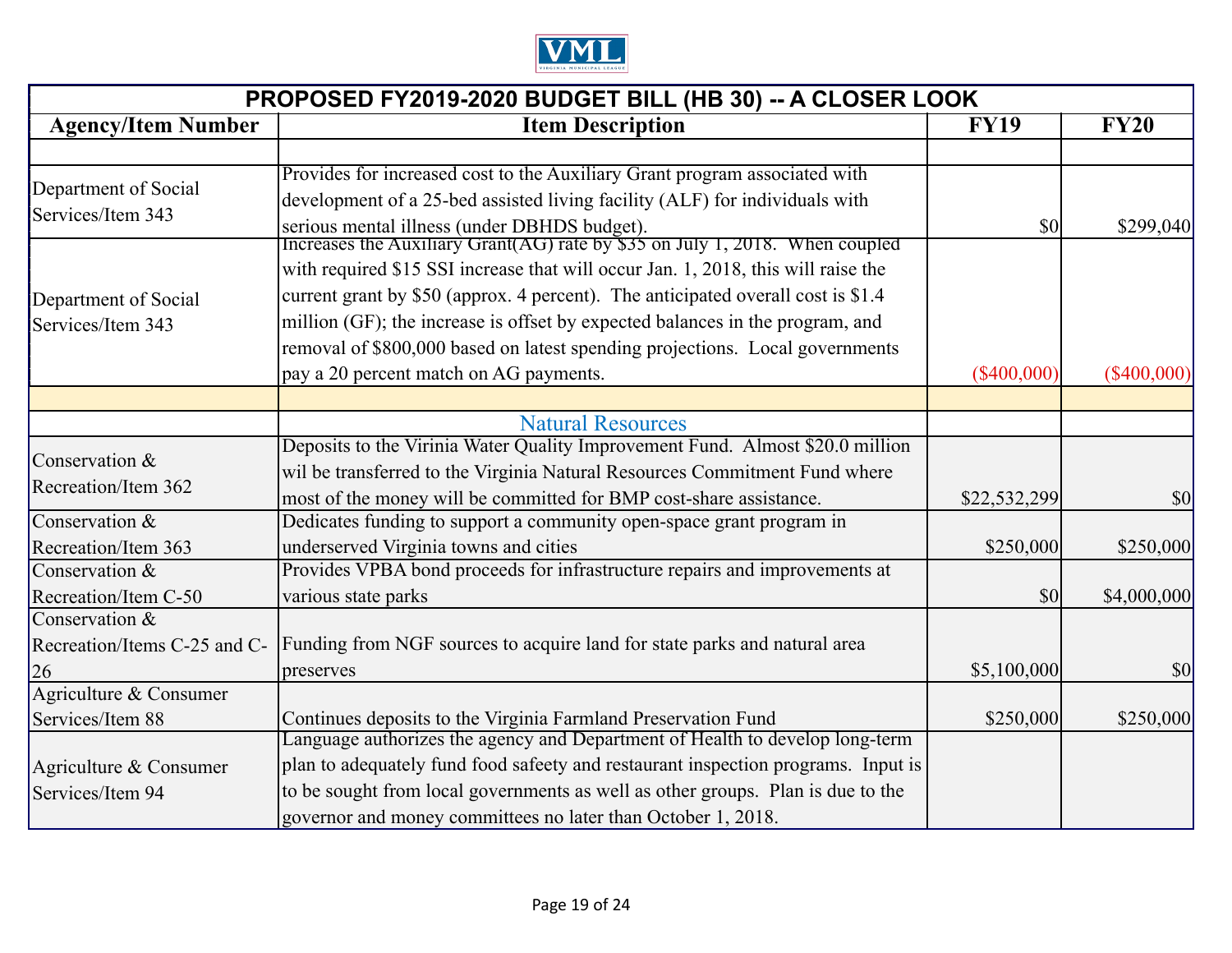| PROPOSED FY2019-2020 BUDGET BILL (HB 30) -- A CLOSER LOOK | | | |
|---|---|---|---|
| **Agency/Item Number** | **Item Description** | **FY19** | **FY20** |
| | | | |
| Department of Social Services/Item 343 | Provides for increased cost to the Auxiliary Grant program associated with development of a 25-bed assisted living facility (ALF) for individuals with serious mental illness (under DBHDS budget). | $0 | $299,040 |
| Department of Social Services/Item 343 | Increases the Auxiliary Grant(AG) rate by $35 on July 1, 2018. When coupled with required $15 SSI increase that will occur Jan. 1, 2018, this will raise the current grant by $50 (approx. 4 percent). The anticipated overall cost is $1.4 million (GF); the increase is offset by expected balances in the program, and removal of $800,000 based on latest spending projections. Local governments pay a 20 percent match on AG payments. | ($400,000) | ($400,000) |
| | | | |
| | Natural Resources | | |
| Conservation & Recreation/Item 362 | Deposits to the Virinia Water Quality Improvement Fund. Almost $20.0 million wil be transferred to the Virginia Natural Resources Commitment Fund where most of the money will be committed for BMP cost-share assistance. | $22,532,299 | $0 |
| Conservation & Recreation/Item 363 | Dedicates funding to support a community open-space grant program in underserved Virginia towns and cities | $250,000 | $250,000 |
| Conservation & Recreation/Item C-50 | Provides VPBA bond proceeds for infrastructure repairs and improvements at various state parks | $0 | $4,000,000 |
| Conservation & Recreation/Items C-25 and C-26 | Funding from NGF sources to acquire land for state parks and natural area preserves | $5,100,000 | $0 |
| Agriculture & Consumer Services/Item 88 | Continues deposits to the Virginia Farmland Preservation Fund | $250,000 | $250,000 |
| Agriculture & Consumer Services/Item 94 | Language authorizes the agency and Department of Health to develop long-term plan to adequately fund food safety and restaurant inspection programs. Input is to be sought from local governments as well as other groups. Plan is due to the governor and money committees no later than October 1, 2018. | | |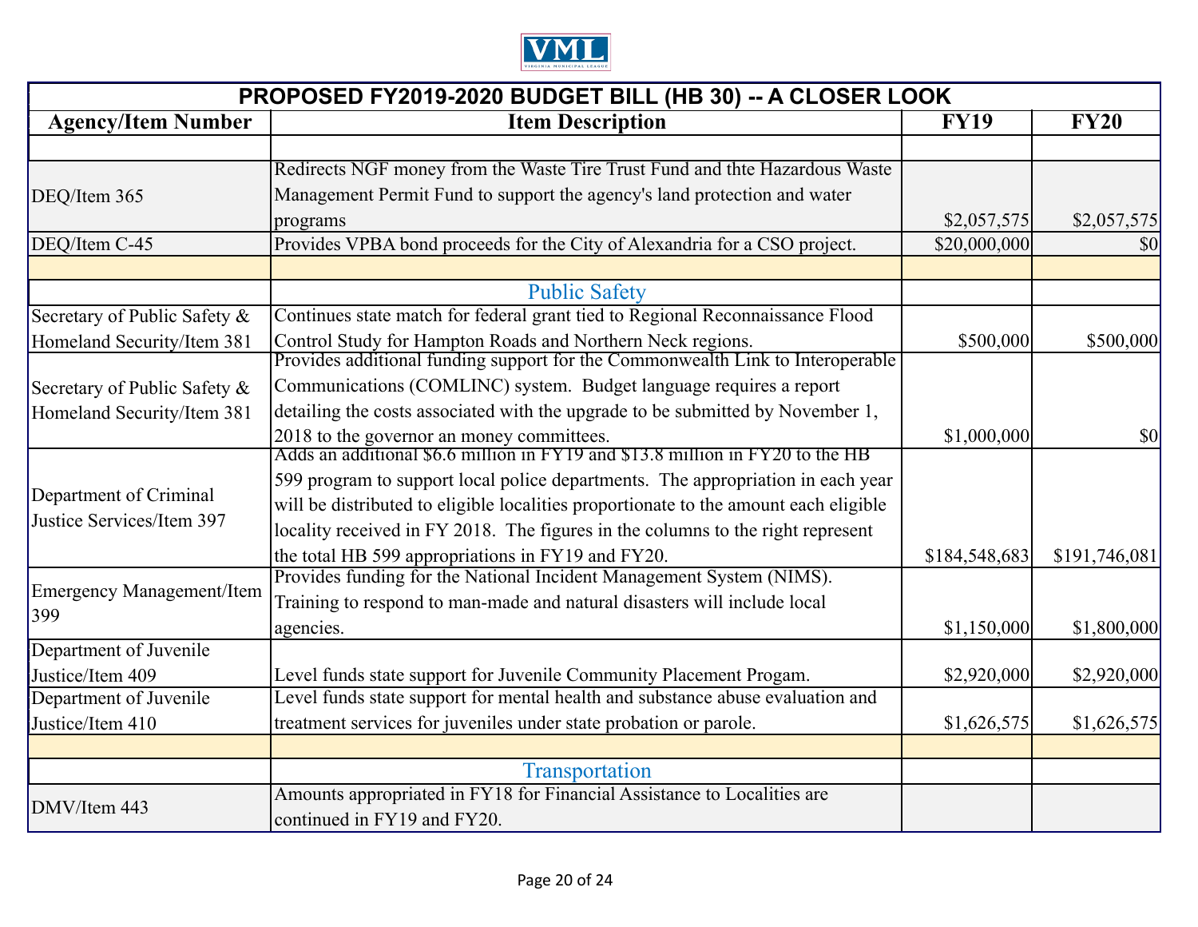| PROPOSED FY2019-2020 BUDGET BILL (HB 30) -- A CLOSER LOOK | | | |
|---|---|---|---|
| **Agency/Item Number** | **Item Description** | **FY19** | **FY20** |
| | | | |
| DEQ/Item 365 | Redirects NGF money from the Waste Tire Trust Fund and thte Hazardous Waste Management Permit Fund to support the agency's land protection and water programs | $2,057,575 | $2,057,575 |
| DEQ/Item C-45 | Provides VPBA bond proceeds for the City of Alexandria for a CSO project. | $20,000,000 | $0 |
| | | | |
| | Public Safety | | |
| Secretary of Public Safety & Homeland Security/Item 381 | Continues state match for federal grant tied to Regional Reconnaissance Flood Control Study for Hampton Roads and Northern Neck regions. | $500,000 | $500,000 |
| Secretary of Public Safety & Homeland Security/Item 381 | Provides additional funding support for the Commonwealth Link to Interoperable Communications (COMLINC) system. Budget language requires a report detailing the costs associated with the upgrade to be submitted by November 1, 2018 to the governor an money committees. | $1,000,000 | $0 |
| Department of Criminal Justice Services/Item 397 | Adds an additional $6.6 million in FY19 and $13.8 million in FY20 to the HB 599 program to support local police departments. The appropriation in each year will be distributed to eligible localities proportionate to the amount each eligible locality received in FY 2018. The figures in the columns to the right represent the total HB 599 appropriations in FY19 and FY20. | $184,548,683 | $191,746,081 |
| Emergency Management/Item 399 | Provides funding for the National Incident Management System (NIMS). Training to respond to man-made and natural disasters will include local agencies. | $1,150,000 | $1,800,000 |
| Department of Juvenile Justice/Item 409 | Level funds state support for Juvenile Community Placement Progam. | $2,920,000 | $2,920,000 |
| Department of Juvenile Justice/Item 410 | Level funds state support for mental health and substance abuse evaluation and treatment services for juveniles under state probation or parole. | $1,626,575 | $1,626,575 |
| | | | |
| | Transportation | | |
| DMV/Item 443 | Amounts appropriated in FY18 for Financial Assistance to Localities are continued in FY19 and FY20. | | |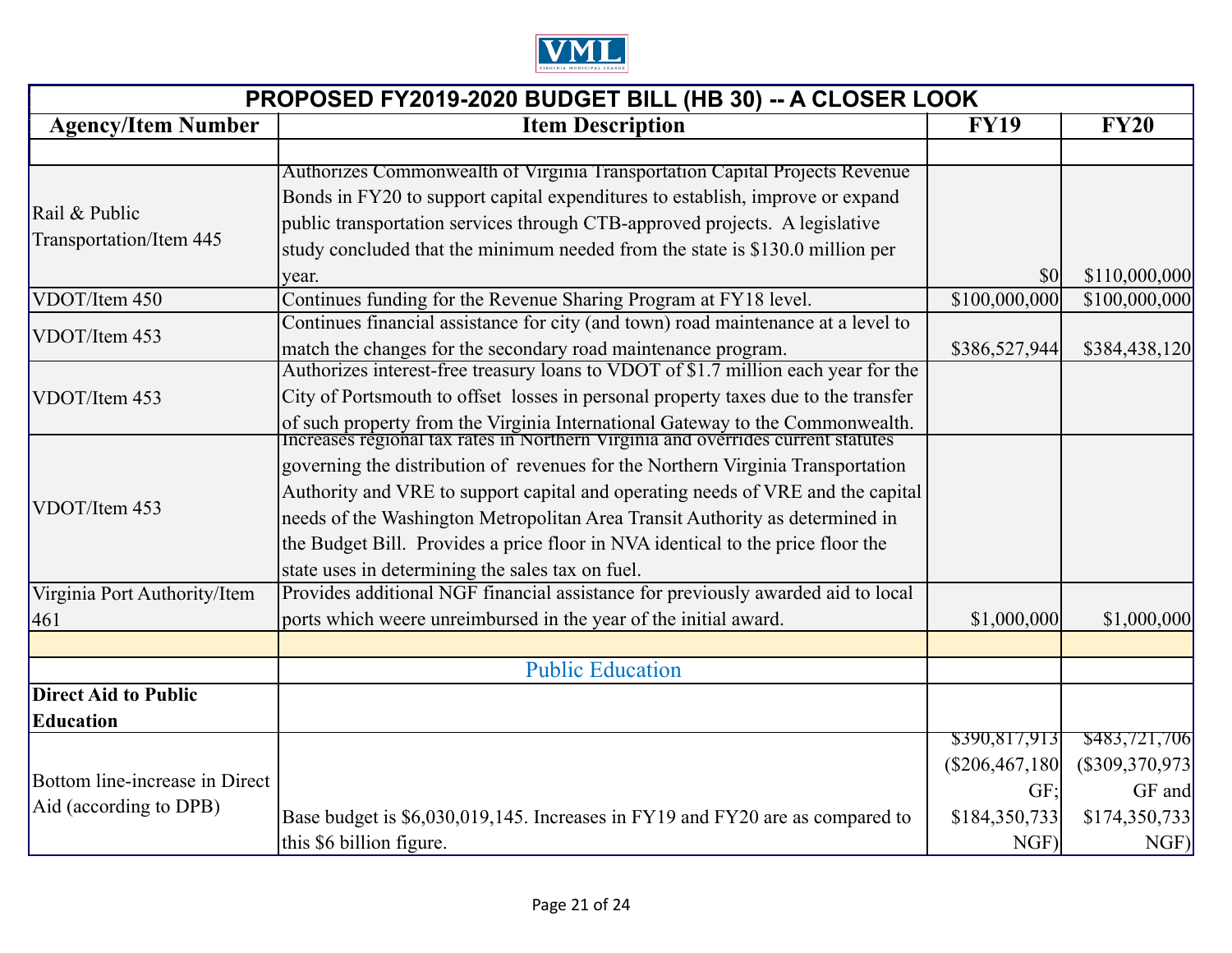# PROPOSED FY2019-2020 BUDGET BILL (HB 30) -- A CLOSER LOOK

| Agency/Item Number | Item Description | FY19 | FY20 |
|---|---|---|---|
| | | | |
| Rail & Public Transportation/Item 445 | Authorizes Commonwealth of Virginia Transportation Capital Projects Revenue Bonds in FY20 to support capital expenditures to establish, improve or expand public transportation services through CTB-approved projects. A legislative study concluded that the minimum needed from the state is $130.0 million per year. | $0 | $110,000,000 |
| VDOT/Item 450 | Continues funding for the Revenue Sharing Program at FY18 level. | $100,000,000 | $100,000,000 |
| VDOT/Item 453 | Continues financial assistance for city (and town) road maintenance at a level to match the changes for the secondary road maintenance program. | $386,527,944 | $384,438,120 |
| VDOT/Item 453 | Authorizes interest-free treasury loans to VDOT of $1.7 million each year for the City of Portsmouth to offset losses in personal property taxes due to the transfer of such property from the Virginia International Gateway to the Commonwealth. | | |
| VDOT/Item 453 | Increases regional tax rates in Northern Virginia and overrides current statutes governing the distribution of revenues for the Northern Virginia Transportation Authority and VRE to support capital and operating needs of VRE and the capital needs of the Washington Metropolitan Area Transit Authority as determined in the Budget Bill. Provides a price floor in NVA identical to the price floor the state uses in determining the sales tax on fuel. | | |
| Virginia Port Authority/Item 461 | Provides additional NGF financial assistance for previously awarded aid to local ports which weere unreimbursed in the year of the initial award. | $1,000,000 | $1,000,000 |
| | | | |
| | Public Education | | |
| **Direct Aid to Public Education** | | | |
| Bottom line-increase in Direct Aid (according to DPB) | Base budget is $6,030,019,145. Increases in FY19 and FY20 are as compared to this $6 billion figure. | $390,817,913 ($206,467,180 GF; $184,350,733 NGF) | $483,721,706 ($309,370,973 GF and $174,350,733 NGF) |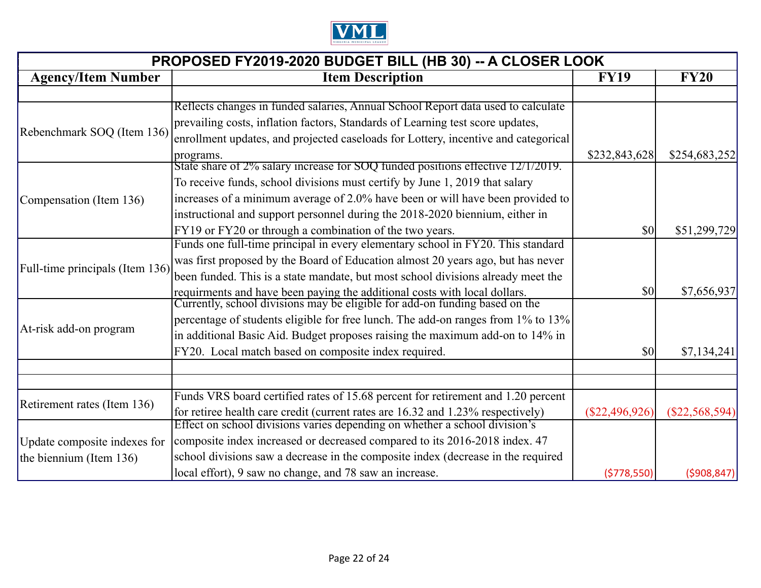VML

| PROPOSED FY2019-2020 BUDGET BILL (HB 30) -- A CLOSER LOOK | | | |
|---|---|---|---|
| **Agency/Item Number** | **Item Description** | **FY19** | **FY20** |
| | | | |
| Rebenchmark SOQ (Item 136) | Reflects changes in funded salaries, Annual School Report data used to calculate prevailing costs, inflation factors, Standards of Learning test score updates, enrollment updates, and projected caseloads for Lottery, incentive and categorical programs. | $232,843,628 | $254,683,252 |
| Compensation (Item 136) | State share of 2% salary increase for SOQ funded positions effective 12/1/2019. To receive funds, school divisions must certify by June 1, 2019 that salary increases of a minimum average of 2.0% have been or will have been provided to instructional and support personnel during the 2018-2020 biennium, either in FY19 or FY20 or through a combination of the two years. | $0 | $51,299,729 |
| Full-time principals (Item 136) | Funds one full-time principal in every elementary school in FY20. This standard was first proposed by the Board of Education almost 20 years ago, but has never been funded. This is a state mandate, but most school divisions already meet the requirments and have been paying the additional costs with local dollars. | $0 | $7,656,937 |
| At-risk add-on program | Currently, school divisions may be eligible for add-on funding based on the percentage of students eligible for free lunch. The add-on ranges from 1% to 13% in additional Basic Aid. Budget proposes raising the maximum add-on to 14% in FY20. Local match based on composite index required. | $0 | $7,134,241 |
| | | | |
| | | | |
| Retirement rates (Item 136) | Funds VRS board certified rates of 15.68 percent for retirement and 1.20 percent for retiree health care credit (current rates are 16.32 and 1.23% respectively) | ($22,496,926) | ($22,568,594) |
| Update composite indexes for the biennium (Item 136) | Effect on school divisions varies depending on whether a school division's composite index increased or decreased compared to its 2016-2018 index. 47 school divisions saw a decrease in the composite index (decrease in the required local effort), 9 saw no change, and 78 saw an increase. | ($778,550) | ($908,847) |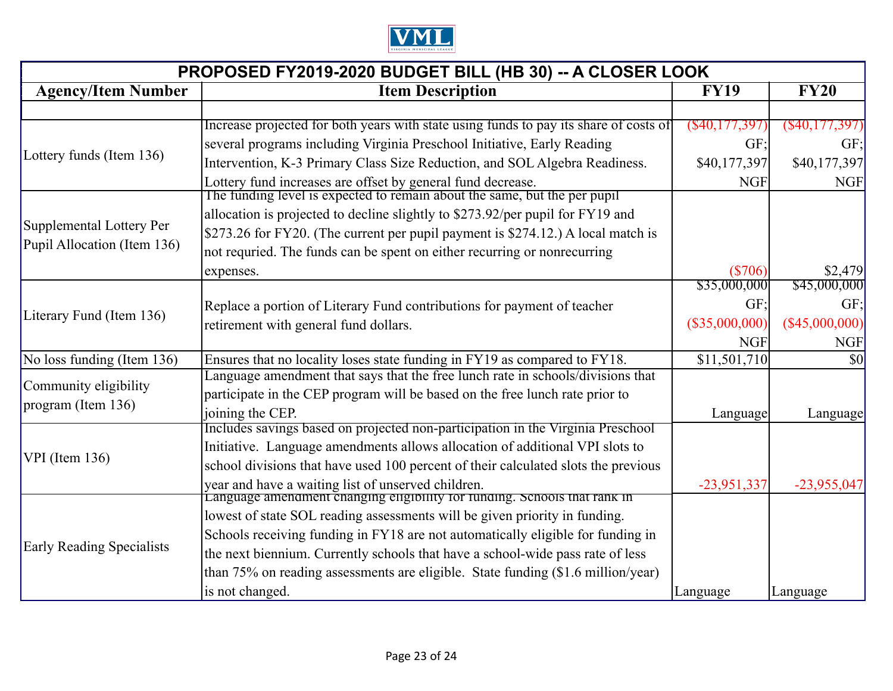| PROPOSED FY2019-2020 BUDGET BILL (HB 30) -- A CLOSER LOOK | | | |
|---|---|---|---|
| **Agency/Item Number** | **Item Description** | **FY19** | **FY20** |
| | | | |
| Lottery funds (Item 136) | Increase projected for both years with state using funds to pay its share of costs of several programs including Virginia Preschool Initiative, Early Reading Intervention, K-3 Primary Class Size Reduction, and SOL Algebra Readiness. Lottery fund increases are offset by general fund decrease. | ($40,177,397) GF; $40,177,397 NGF | ($40,177,397) GF; $40,177,397 NGF |
| Supplemental Lottery Per Pupil Allocation (Item 136) | The funding level is expected to remain about the same, but the per pupil allocation is projected to decline slightly to $273.92/per pupil for FY19 and $273.26 for FY20. (The current per pupil payment is $274.12.) A local match is not requried. The funds can be spent on either recurring or nonrecurring expenses. | ($706) | $2,479 |
| Literary Fund (Item 136) | Replace a portion of Literary Fund contributions for payment of teacher retirement with general fund dollars. | $35,000,000 GF; ($35,000,000) NGF | $45,000,000 GF; ($45,000,000) NGF |
| No loss funding (Item 136) | Ensures that no locality loses state funding in FY19 as compared to FY18. | $11,501,710 | $0 |
| Community eligibility program (Item 136) | Language amendment that says that the free lunch rate in schools/divisions that participate in the CEP program will be based on the free lunch rate prior to joining the CEP. | Language | Language |
| VPI (Item 136) | Includes savings based on projected non-participation in the Virginia Preschool Initiative. Language amendments allows allocation of additional VPI slots to school divisions that have used 100 percent of their calculated slots the previous year and have a waiting list of unserved children. | -23,951,337 | -23,955,047 |
| Early Reading Specialists | Language amendment changing eligibility for funding. Schools that rank in lowest of state SOL reading assessments will be given priority in funding. Schools receiving funding in FY18 are not automatically eligible for funding in the next biennium. Currently schools that have a school-wide pass rate of less than 75% on reading assessments are eligible. State funding ($1.6 million/year) is not changed. | Language | Language |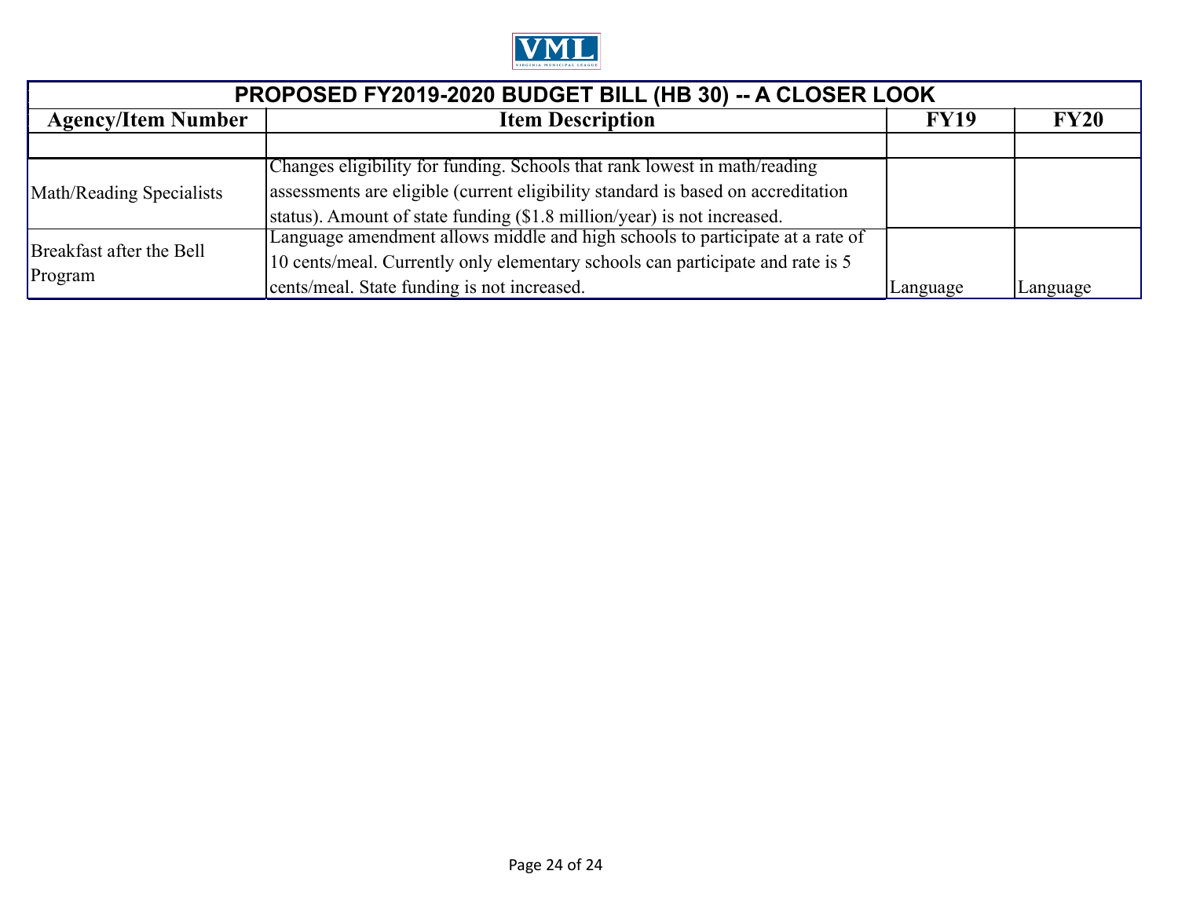# PROPOSED FY2019-2020 BUDGET BILL (HB 30) -- A CLOSER LOOK

| Agency/Item Number | Item Description | FY19 | FY20 |
|---|---|---|---|
| | | | |
| Math/Reading Specialists | Changes eligibility for funding. Schools that rank lowest in math/reading assessments are eligible (current eligibility standard is based on accreditation status). Amount of state funding ($1.8 million/year) is not increased. | | |
| Breakfast after the Bell Program | Language amendment allows middle and high schools to participate at a rate of 10 cents/meal. Currently only elementary schools can participate and rate is 5 cents/meal. State funding is not increased. | Language | Language |